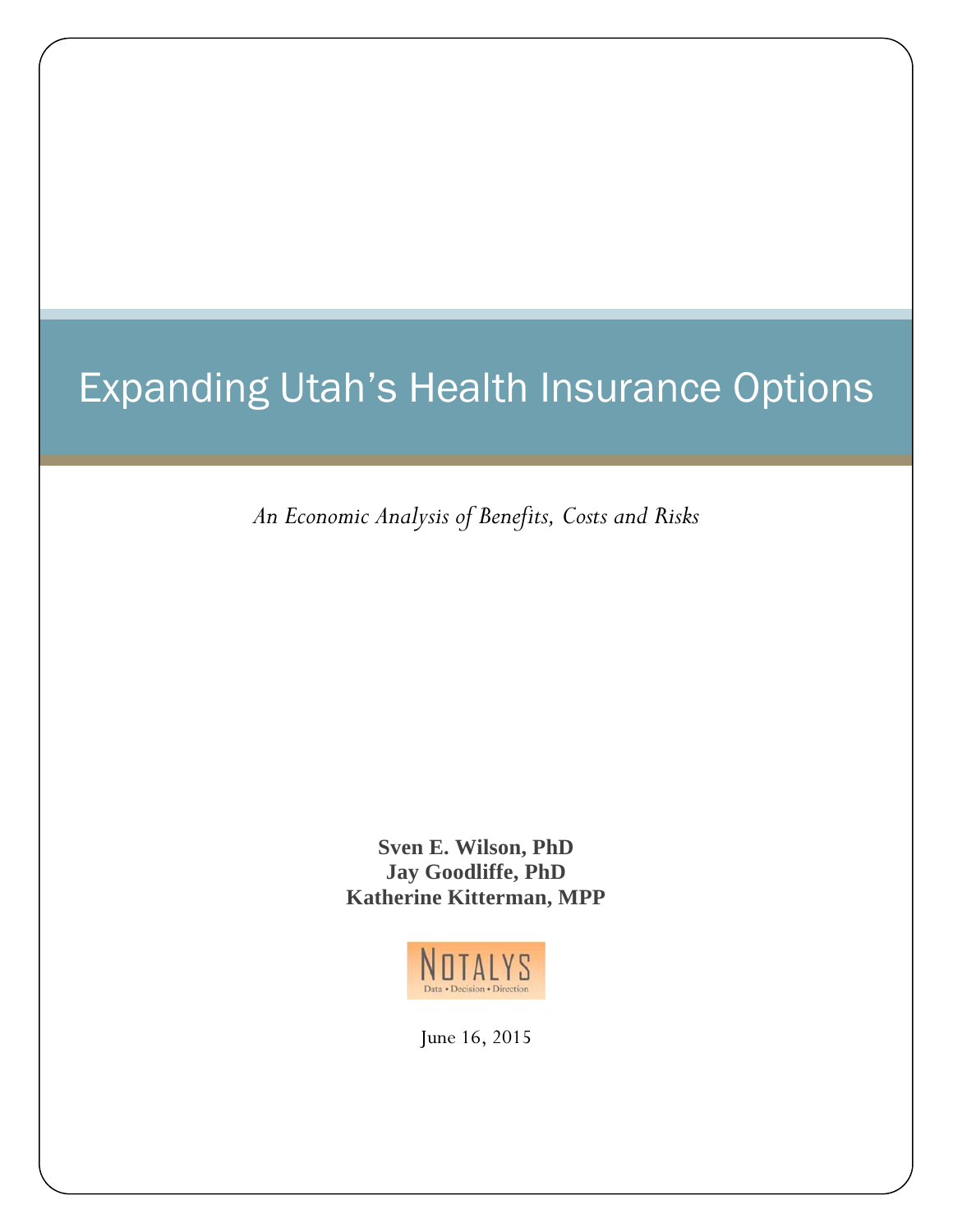# Expanding Utah's Health Insurance Options

*An Economic Analysis of Benefits, Costs and Risks*

**Sven E. Wilson, PhD**
**Jay Goodliffe, PhD**
**Katherine Kitterman, MPP**

NOTALYS
Data • Decision • Direction

June 16, 2015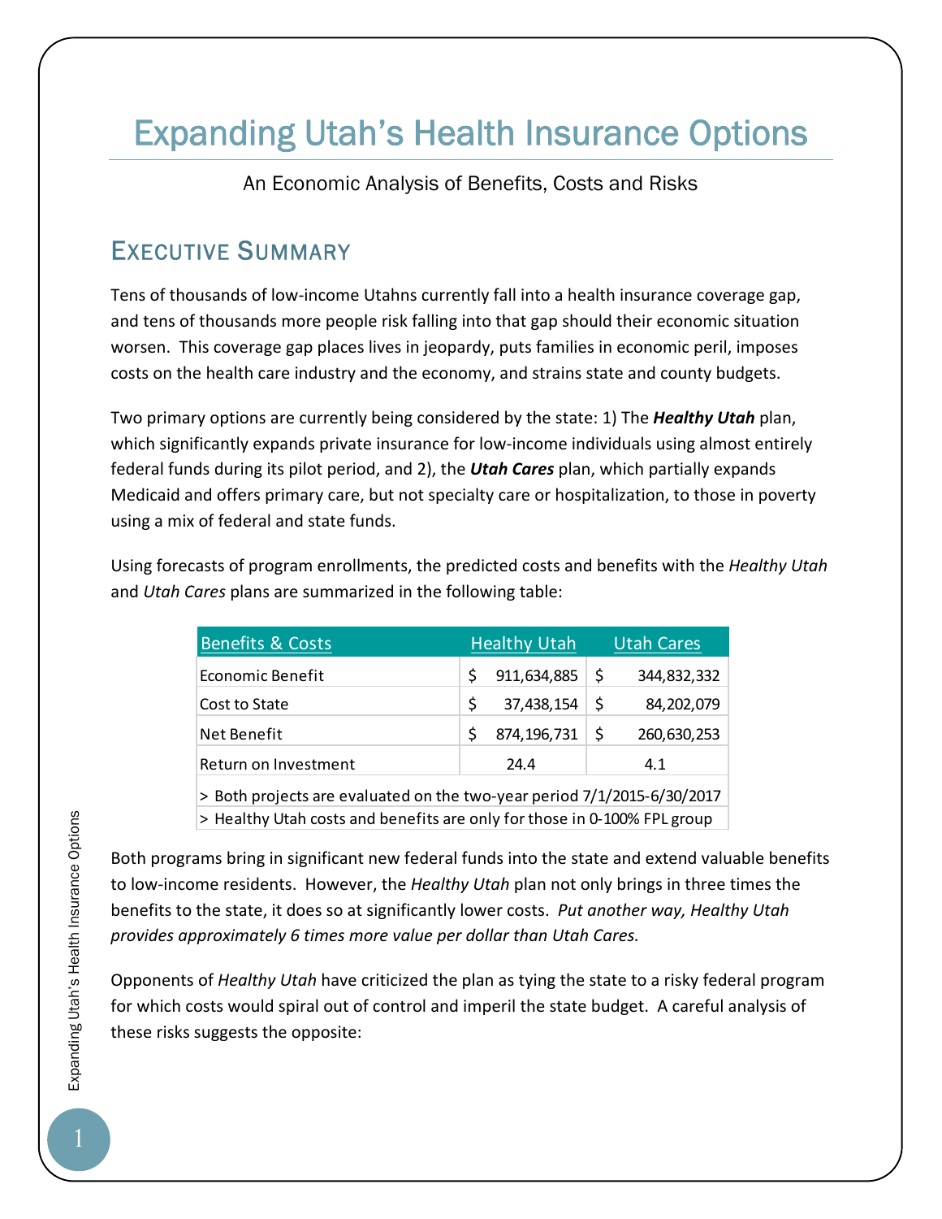# Expanding Utah's Health Insurance Options

An Economic Analysis of Benefits, Costs and Risks

## Executive Summary

Tens of thousands of low-income Utahns currently fall into a health insurance coverage gap, and tens of thousands more people risk falling into that gap should their economic situation worsen. This coverage gap places lives in jeopardy, puts families in economic peril, imposes costs on the health care industry and the economy, and strains state and county budgets.

Two primary options are currently being considered by the state: 1) The ***Healthy Utah*** plan, which significantly expands private insurance for low-income individuals using almost entirely federal funds during its pilot period, and 2), the ***Utah Cares*** plan, which partially expands Medicaid and offers primary care, but not specialty care or hospitalization, to those in poverty using a mix of federal and state funds.

Using forecasts of program enrollments, the predicted costs and benefits with the *Healthy Utah* and *Utah Cares* plans are summarized in the following table:

| Benefits & Costs | Healthy Utah | Utah Cares |
|---|---|---|
| Economic Benefit | $ 911,634,885 | $ 344,832,332 |
| Cost to State | $ 37,438,154 | $ 84,202,079 |
| Net Benefit | $ 874,196,731 | $ 260,630,253 |
| Return on Investment | 24.4 | 4.1 |

> Both projects are evaluated on the two-year period 7/1/2015-6/30/2017
> Healthy Utah costs and benefits are only for those in 0-100% FPL group

Both programs bring in significant new federal funds into the state and extend valuable benefits to low-income residents. However, the *Healthy Utah* plan not only brings in three times the benefits to the state, it does so at significantly lower costs. *Put another way, Healthy Utah provides approximately 6 times more value per dollar than Utah Cares.*

Opponents of *Healthy Utah* have criticized the plan as tying the state to a risky federal program for which costs would spiral out of control and imperil the state budget. A careful analysis of these risks suggests the opposite: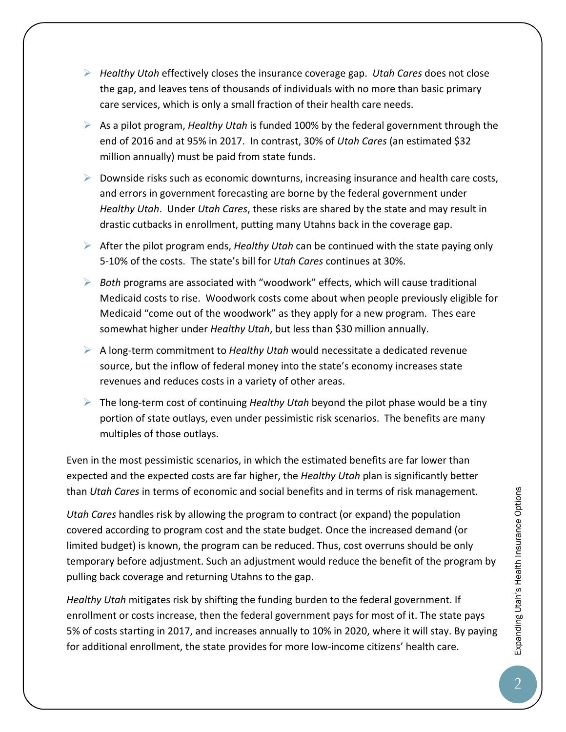- *Healthy Utah* effectively closes the insurance coverage gap. *Utah Cares* does not close the gap, and leaves tens of thousands of individuals with no more than basic primary care services, which is only a small fraction of their health care needs.
- As a pilot program, *Healthy Utah* is funded 100% by the federal government through the end of 2016 and at 95% in 2017. In contrast, 30% of *Utah Cares* (an estimated $32 million annually) must be paid from state funds.
- Downside risks such as economic downturns, increasing insurance and health care costs, and errors in government forecasting are borne by the federal government under *Healthy Utah*. Under *Utah Cares*, these risks are shared by the state and may result in drastic cutbacks in enrollment, putting many Utahns back in the coverage gap.
- After the pilot program ends, *Healthy Utah* can be continued with the state paying only 5-10% of the costs. The state's bill for *Utah Cares* continues at 30%.
- *Both* programs are associated with "woodwork" effects, which will cause traditional Medicaid costs to rise. Woodwork costs come about when people previously eligible for Medicaid "come out of the woodwork" as they apply for a new program. Thes eare somewhat higher under *Healthy Utah*, but less than $30 million annually.
- A long-term commitment to *Healthy Utah* would necessitate a dedicated revenue source, but the inflow of federal money into the state's economy increases state revenues and reduces costs in a variety of other areas.
- The long-term cost of continuing *Healthy Utah* beyond the pilot phase would be a tiny portion of state outlays, even under pessimistic risk scenarios. The benefits are many multiples of those outlays.

Even in the most pessimistic scenarios, in which the estimated benefits are far lower than expected and the expected costs are far higher, the *Healthy Utah* plan is significantly better than *Utah Cares* in terms of economic and social benefits and in terms of risk management.

*Utah Cares* handles risk by allowing the program to contract (or expand) the population covered according to program cost and the state budget. Once the increased demand (or limited budget) is known, the program can be reduced. Thus, cost overruns should be only temporary before adjustment. Such an adjustment would reduce the benefit of the program by pulling back coverage and returning Utahns to the gap.

*Healthy Utah* mitigates risk by shifting the funding burden to the federal government. If enrollment or costs increase, then the federal government pays for most of it. The state pays 5% of costs starting in 2017, and increases annually to 10% in 2020, where it will stay. By paying for additional enrollment, the state provides for more low-income citizens' health care.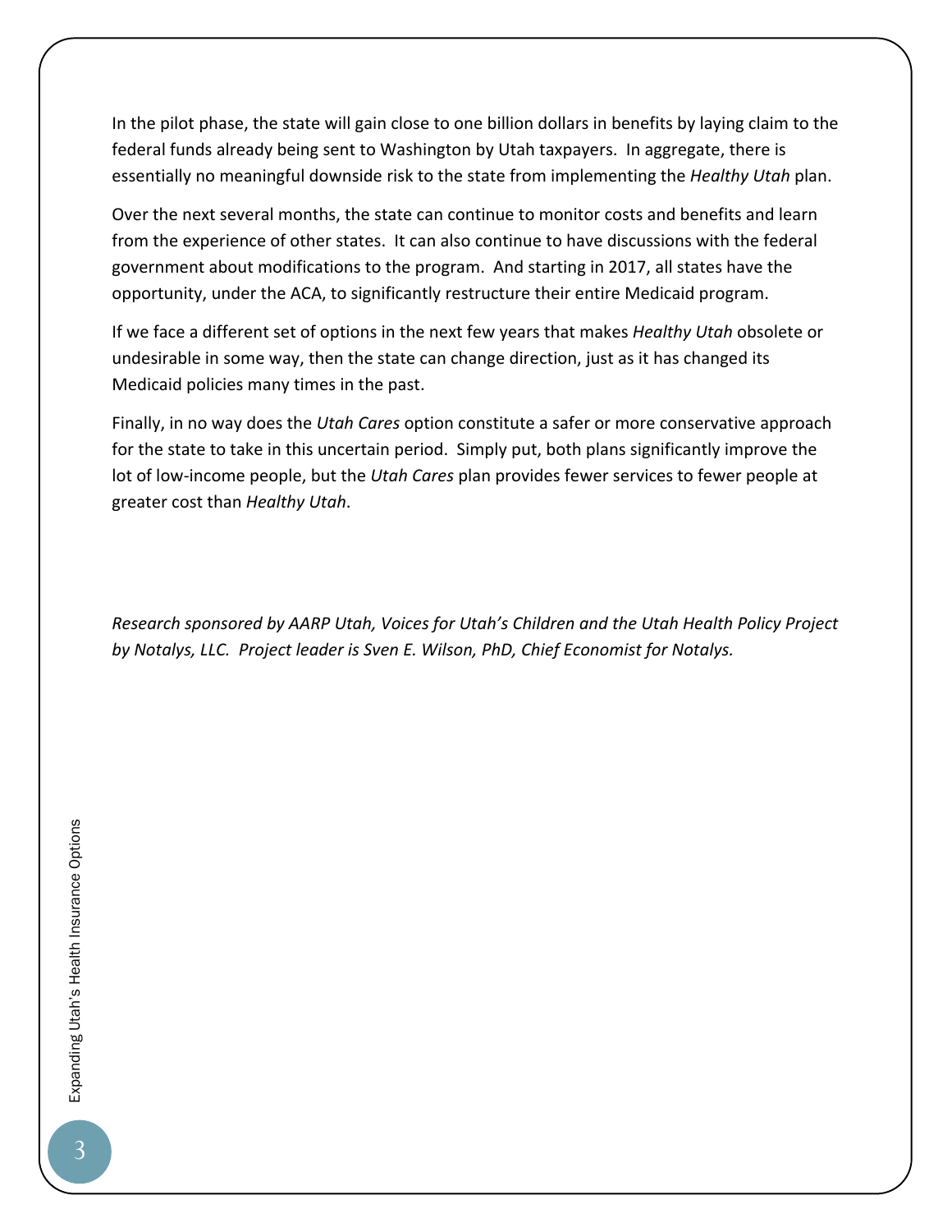In the pilot phase, the state will gain close to one billion dollars in benefits by laying claim to the federal funds already being sent to Washington by Utah taxpayers. In aggregate, there is essentially no meaningful downside risk to the state from implementing the *Healthy Utah* plan.

Over the next several months, the state can continue to monitor costs and benefits and learn from the experience of other states. It can also continue to have discussions with the federal government about modifications to the program. And starting in 2017, all states have the opportunity, under the ACA, to significantly restructure their entire Medicaid program.

If we face a different set of options in the next few years that makes *Healthy Utah* obsolete or undesirable in some way, then the state can change direction, just as it has changed its Medicaid policies many times in the past.

Finally, in no way does the *Utah Cares* option constitute a safer or more conservative approach for the state to take in this uncertain period. Simply put, both plans significantly improve the lot of low-income people, but the *Utah Cares* plan provides fewer services to fewer people at greater cost than *Healthy Utah*.

*Research sponsored by AARP Utah, Voices for Utah's Children and the Utah Health Policy Project by Notalys, LLC. Project leader is Sven E. Wilson, PhD, Chief Economist for Notalys.*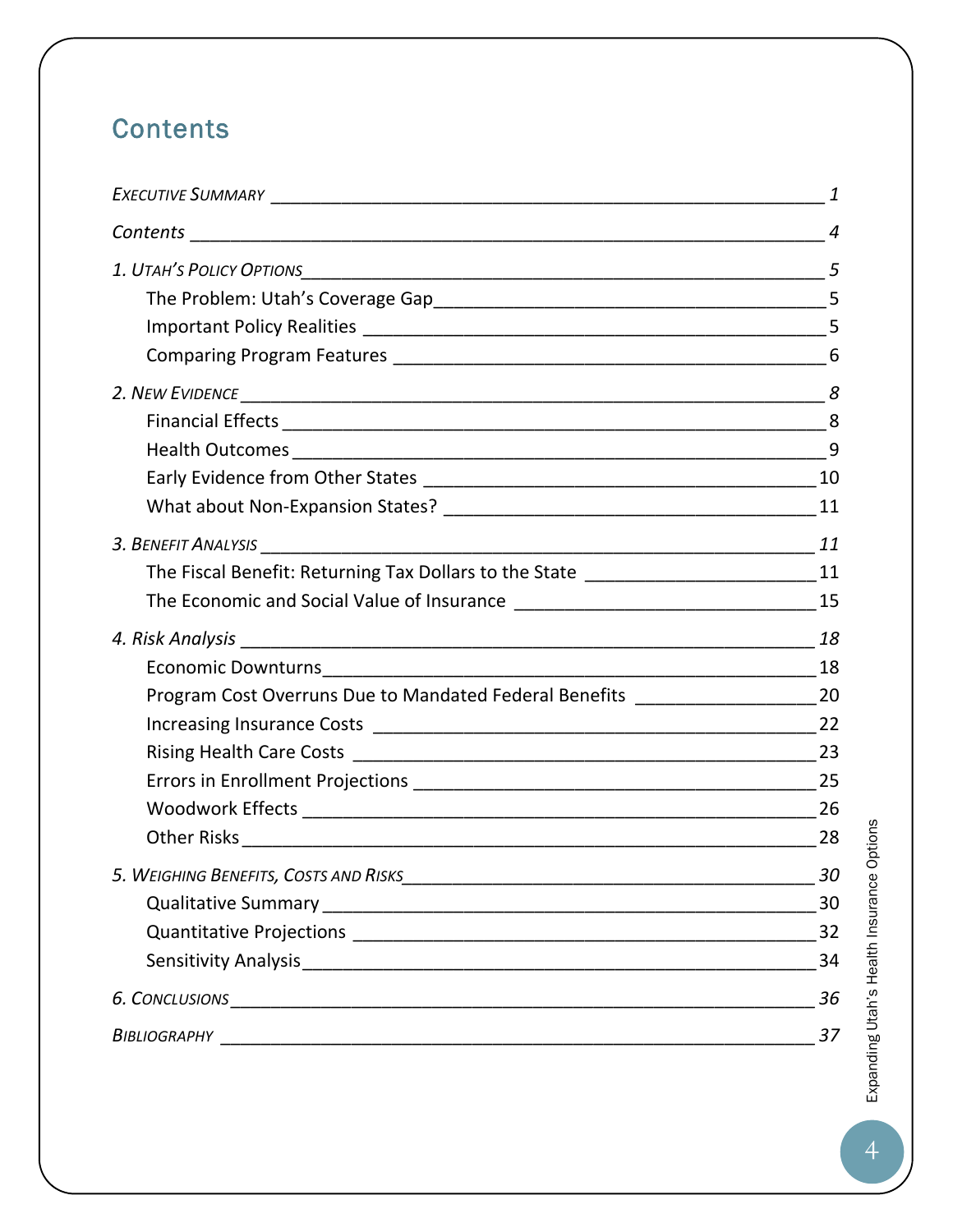# Contents

*Executive Summary* — 1

*Contents* — 4

*1. Utah's Policy Options* — 5

- The Problem: Utah's Coverage Gap — 5
- Important Policy Realities — 5
- Comparing Program Features — 6

*2. New Evidence* — 8

- Financial Effects — 8
- Health Outcomes — 9
- Early Evidence from Other States — 10
- What about Non-Expansion States? — 11

*3. Benefit Analysis* — 11

- The Fiscal Benefit: Returning Tax Dollars to the State — 11
- The Economic and Social Value of Insurance — 15

*4. Risk Analysis* — 18

- Economic Downturns — 18
- Program Cost Overruns Due to Mandated Federal Benefits — 20
- Increasing Insurance Costs — 22
- Rising Health Care Costs — 23
- Errors in Enrollment Projections — 25
- Woodwork Effects — 26
- Other Risks — 28

*5. Weighing Benefits, Costs and Risks* — 30

- Qualitative Summary — 30
- Quantitative Projections — 32
- Sensitivity Analysis — 34

*6. Conclusions* — 36

*Bibliography* — 37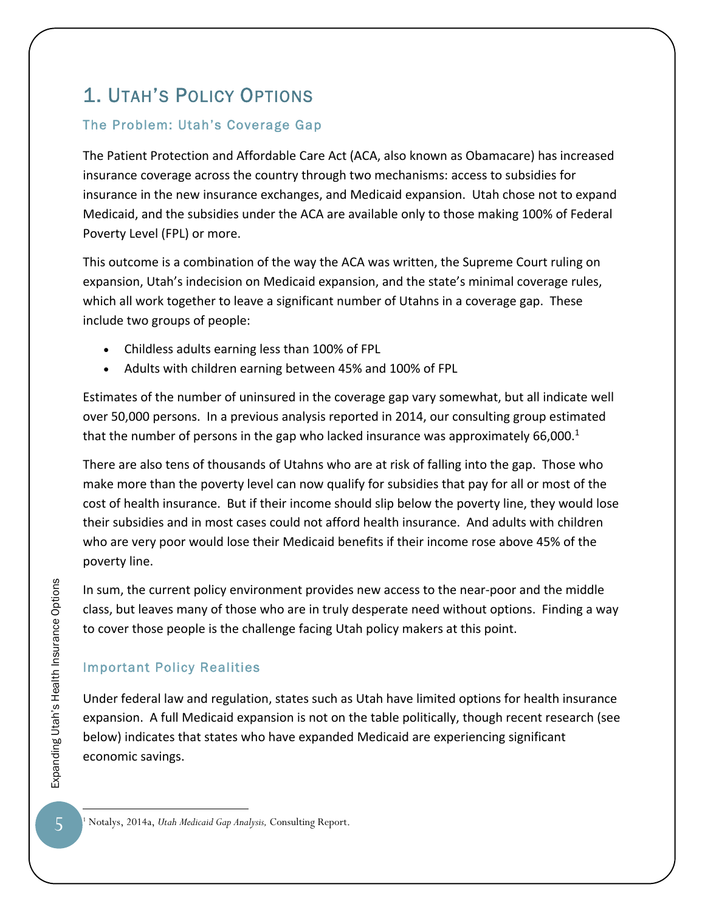# 1. Utah's Policy Options

## The Problem: Utah's Coverage Gap

The Patient Protection and Affordable Care Act (ACA, also known as Obamacare) has increased insurance coverage across the country through two mechanisms: access to subsidies for insurance in the new insurance exchanges, and Medicaid expansion. Utah chose not to expand Medicaid, and the subsidies under the ACA are available only to those making 100% of Federal Poverty Level (FPL) or more.

This outcome is a combination of the way the ACA was written, the Supreme Court ruling on expansion, Utah's indecision on Medicaid expansion, and the state's minimal coverage rules, which all work together to leave a significant number of Utahns in a coverage gap. These include two groups of people:

- Childless adults earning less than 100% of FPL
- Adults with children earning between 45% and 100% of FPL

Estimates of the number of uninsured in the coverage gap vary somewhat, but all indicate well over 50,000 persons. In a previous analysis reported in 2014, our consulting group estimated that the number of persons in the gap who lacked insurance was approximately 66,000.[1]

There are also tens of thousands of Utahns who are at risk of falling into the gap. Those who make more than the poverty level can now qualify for subsidies that pay for all or most of the cost of health insurance. But if their income should slip below the poverty line, they would lose their subsidies and in most cases could not afford health insurance. And adults with children who are very poor would lose their Medicaid benefits if their income rose above 45% of the poverty line.

In sum, the current policy environment provides new access to the near-poor and the middle class, but leaves many of those who are in truly desperate need without options. Finding a way to cover those people is the challenge facing Utah policy makers at this point.

## Important Policy Realities

Under federal law and regulation, states such as Utah have limited options for health insurance expansion. A full Medicaid expansion is not on the table politically, though recent research (see below) indicates that states who have expanded Medicaid are experiencing significant economic savings.

---

[1] Notalys, 2014a, *Utah Medicaid Gap Analysis,* Consulting Report.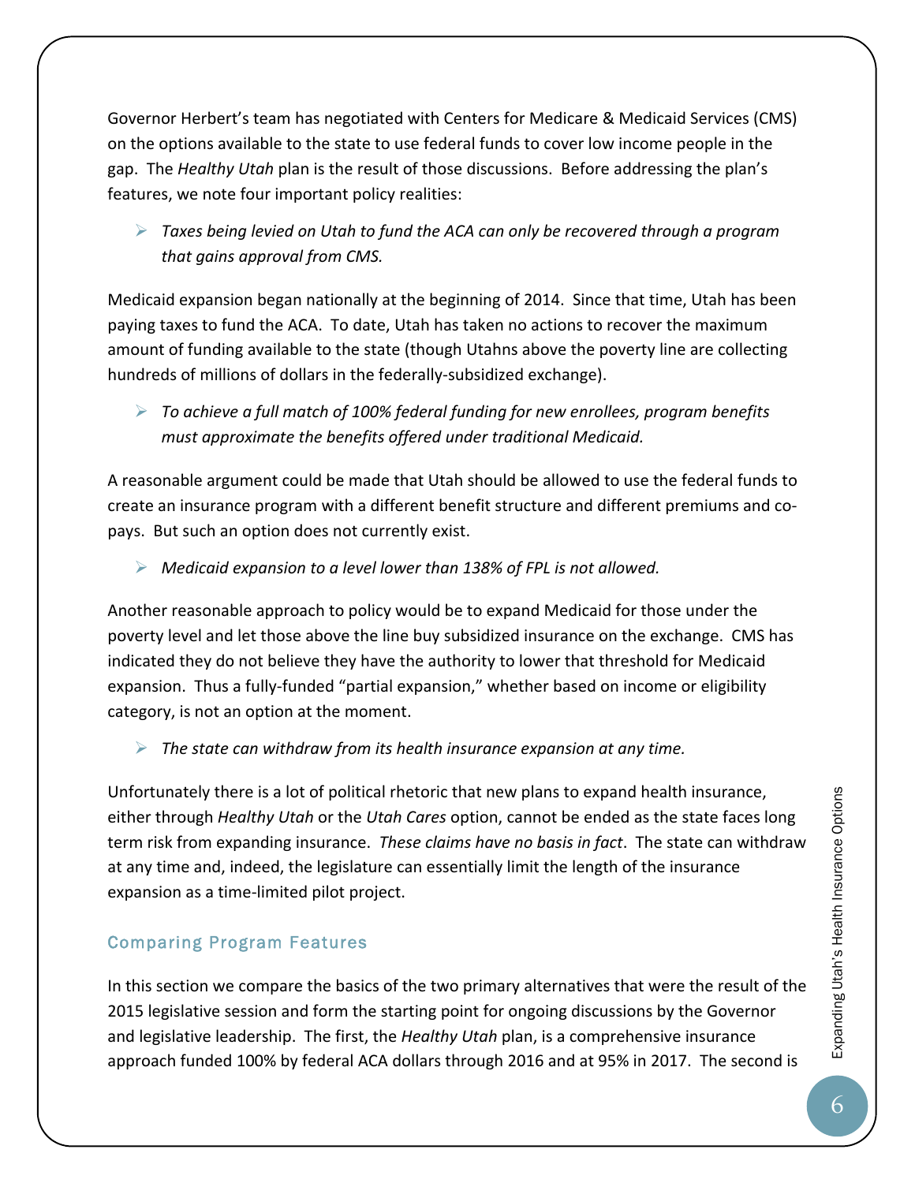Governor Herbert's team has negotiated with Centers for Medicare & Medicaid Services (CMS) on the options available to the state to use federal funds to cover low income people in the gap. The *Healthy Utah* plan is the result of those discussions. Before addressing the plan's features, we note four important policy realities:

- *Taxes being levied on Utah to fund the ACA can only be recovered through a program that gains approval from CMS.*

Medicaid expansion began nationally at the beginning of 2014. Since that time, Utah has been paying taxes to fund the ACA. To date, Utah has taken no actions to recover the maximum amount of funding available to the state (though Utahns above the poverty line are collecting hundreds of millions of dollars in the federally-subsidized exchange).

- *To achieve a full match of 100% federal funding for new enrollees, program benefits must approximate the benefits offered under traditional Medicaid.*

A reasonable argument could be made that Utah should be allowed to use the federal funds to create an insurance program with a different benefit structure and different premiums and co-pays. But such an option does not currently exist.

- *Medicaid expansion to a level lower than 138% of FPL is not allowed.*

Another reasonable approach to policy would be to expand Medicaid for those under the poverty level and let those above the line buy subsidized insurance on the exchange. CMS has indicated they do not believe they have the authority to lower that threshold for Medicaid expansion. Thus a fully-funded "partial expansion," whether based on income or eligibility category, is not an option at the moment.

- *The state can withdraw from its health insurance expansion at any time.*

Unfortunately there is a lot of political rhetoric that new plans to expand health insurance, either through *Healthy Utah* or the *Utah Cares* option, cannot be ended as the state faces long term risk from expanding insurance. *These claims have no basis in fact*. The state can withdraw at any time and, indeed, the legislature can essentially limit the length of the insurance expansion as a time-limited pilot project.

## Comparing Program Features

In this section we compare the basics of the two primary alternatives that were the result of the 2015 legislative session and form the starting point for ongoing discussions by the Governor and legislative leadership. The first, the *Healthy Utah* plan, is a comprehensive insurance approach funded 100% by federal ACA dollars through 2016 and at 95% in 2017. The second is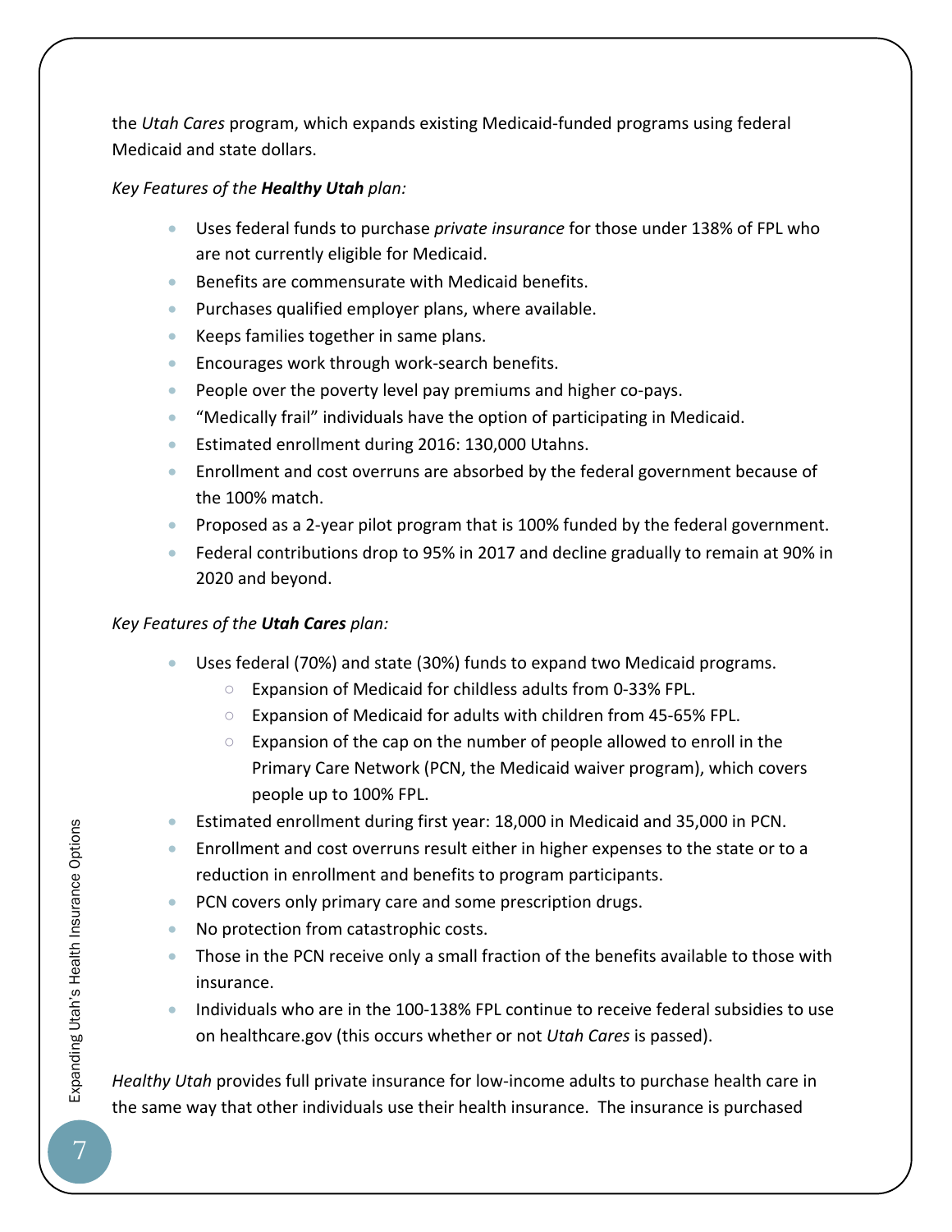the *Utah Cares* program, which expands existing Medicaid-funded programs using federal Medicaid and state dollars.

*Key Features of the **Healthy Utah** plan:*

- Uses federal funds to purchase *private insurance* for those under 138% of FPL who are not currently eligible for Medicaid.
- Benefits are commensurate with Medicaid benefits.
- Purchases qualified employer plans, where available.
- Keeps families together in same plans.
- Encourages work through work-search benefits.
- People over the poverty level pay premiums and higher co-pays.
- "Medically frail" individuals have the option of participating in Medicaid.
- Estimated enrollment during 2016: 130,000 Utahns.
- Enrollment and cost overruns are absorbed by the federal government because of the 100% match.
- Proposed as a 2-year pilot program that is 100% funded by the federal government.
- Federal contributions drop to 95% in 2017 and decline gradually to remain at 90% in 2020 and beyond.

*Key Features of the **Utah Cares** plan:*

- Uses federal (70%) and state (30%) funds to expand two Medicaid programs.
  - Expansion of Medicaid for childless adults from 0-33% FPL.
  - Expansion of Medicaid for adults with children from 45-65% FPL.
  - Expansion of the cap on the number of people allowed to enroll in the Primary Care Network (PCN, the Medicaid waiver program), which covers people up to 100% FPL.
- Estimated enrollment during first year: 18,000 in Medicaid and 35,000 in PCN.
- Enrollment and cost overruns result either in higher expenses to the state or to a reduction in enrollment and benefits to program participants.
- PCN covers only primary care and some prescription drugs.
- No protection from catastrophic costs.
- Those in the PCN receive only a small fraction of the benefits available to those with insurance.
- Individuals who are in the 100-138% FPL continue to receive federal subsidies to use on healthcare.gov (this occurs whether or not *Utah Cares* is passed).

*Healthy Utah* provides full private insurance for low-income adults to purchase health care in the same way that other individuals use their health insurance. The insurance is purchased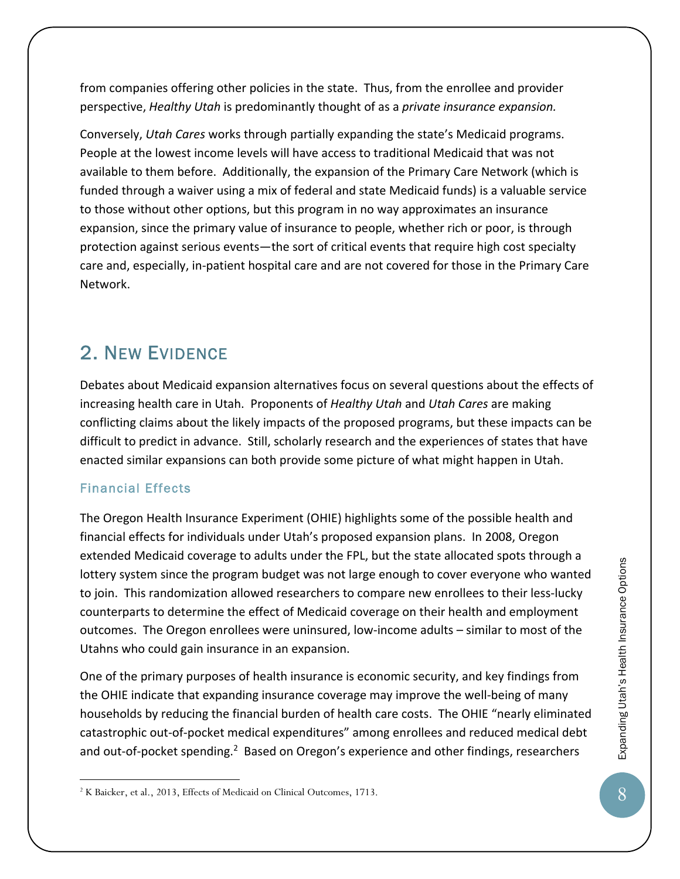from companies offering other policies in the state. Thus, from the enrollee and provider perspective, *Healthy Utah* is predominantly thought of as a *private insurance expansion.*

Conversely, *Utah Cares* works through partially expanding the state's Medicaid programs. People at the lowest income levels will have access to traditional Medicaid that was not available to them before. Additionally, the expansion of the Primary Care Network (which is funded through a waiver using a mix of federal and state Medicaid funds) is a valuable service to those without other options, but this program in no way approximates an insurance expansion, since the primary value of insurance to people, whether rich or poor, is through protection against serious events—the sort of critical events that require high cost specialty care and, especially, in-patient hospital care and are not covered for those in the Primary Care Network.

## 2. New Evidence

Debates about Medicaid expansion alternatives focus on several questions about the effects of increasing health care in Utah. Proponents of *Healthy Utah* and *Utah Cares* are making conflicting claims about the likely impacts of the proposed programs, but these impacts can be difficult to predict in advance. Still, scholarly research and the experiences of states that have enacted similar expansions can both provide some picture of what might happen in Utah.

### Financial Effects

The Oregon Health Insurance Experiment (OHIE) highlights some of the possible health and financial effects for individuals under Utah's proposed expansion plans. In 2008, Oregon extended Medicaid coverage to adults under the FPL, but the state allocated spots through a lottery system since the program budget was not large enough to cover everyone who wanted to join. This randomization allowed researchers to compare new enrollees to their less-lucky counterparts to determine the effect of Medicaid coverage on their health and employment outcomes. The Oregon enrollees were uninsured, low-income adults – similar to most of the Utahns who could gain insurance in an expansion.

One of the primary purposes of health insurance is economic security, and key findings from the OHIE indicate that expanding insurance coverage may improve the well-being of many households by reducing the financial burden of health care costs. The OHIE "nearly eliminated catastrophic out-of-pocket medical expenditures" among enrollees and reduced medical debt and out-of-pocket spending.[2] Based on Oregon's experience and other findings, researchers

[2] K Baicker, et al., 2013, Effects of Medicaid on Clinical Outcomes, 1713.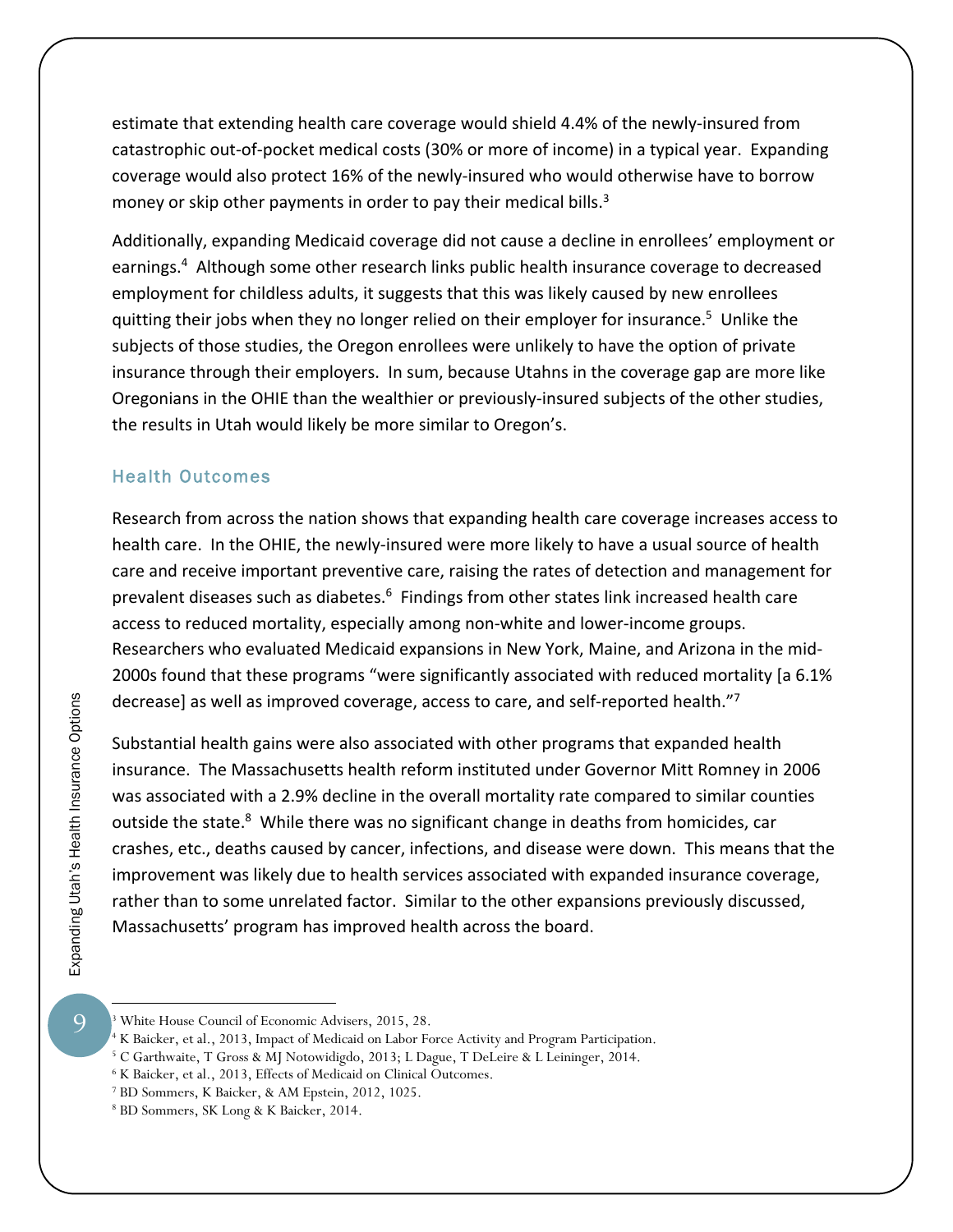estimate that extending health care coverage would shield 4.4% of the newly-insured from catastrophic out-of-pocket medical costs (30% or more of income) in a typical year. Expanding coverage would also protect 16% of the newly-insured who would otherwise have to borrow money or skip other payments in order to pay their medical bills.[3]

Additionally, expanding Medicaid coverage did not cause a decline in enrollees' employment or earnings.[4] Although some other research links public health insurance coverage to decreased employment for childless adults, it suggests that this was likely caused by new enrollees quitting their jobs when they no longer relied on their employer for insurance.[5] Unlike the subjects of those studies, the Oregon enrollees were unlikely to have the option of private insurance through their employers. In sum, because Utahns in the coverage gap are more like Oregonians in the OHIE than the wealthier or previously-insured subjects of the other studies, the results in Utah would likely be more similar to Oregon's.

### Health Outcomes

Research from across the nation shows that expanding health care coverage increases access to health care. In the OHIE, the newly-insured were more likely to have a usual source of health care and receive important preventive care, raising the rates of detection and management for prevalent diseases such as diabetes.[6] Findings from other states link increased health care access to reduced mortality, especially among non-white and lower-income groups. Researchers who evaluated Medicaid expansions in New York, Maine, and Arizona in the mid-2000s found that these programs "were significantly associated with reduced mortality [a 6.1% decrease] as well as improved coverage, access to care, and self-reported health."[7]

Substantial health gains were also associated with other programs that expanded health insurance. The Massachusetts health reform instituted under Governor Mitt Romney in 2006 was associated with a 2.9% decline in the overall mortality rate compared to similar counties outside the state.[8] While there was no significant change in deaths from homicides, car crashes, etc., deaths caused by cancer, infections, and disease were down. This means that the improvement was likely due to health services associated with expanded insurance coverage, rather than to some unrelated factor. Similar to the other expansions previously discussed, Massachusetts' program has improved health across the board.

---

[3] White House Council of Economic Advisers, 2015, 28.

[4] K Baicker, et al., 2013, Impact of Medicaid on Labor Force Activity and Program Participation.

[5] C Garthwaite, T Gross & MJ Notowidigdo, 2013; L Dague, T DeLeire & L Leininger, 2014.

[6] K Baicker, et al., 2013, Effects of Medicaid on Clinical Outcomes.

[7] BD Sommers, K Baicker, & AM Epstein, 2012, 1025.

[8] BD Sommers, SK Long & K Baicker, 2014.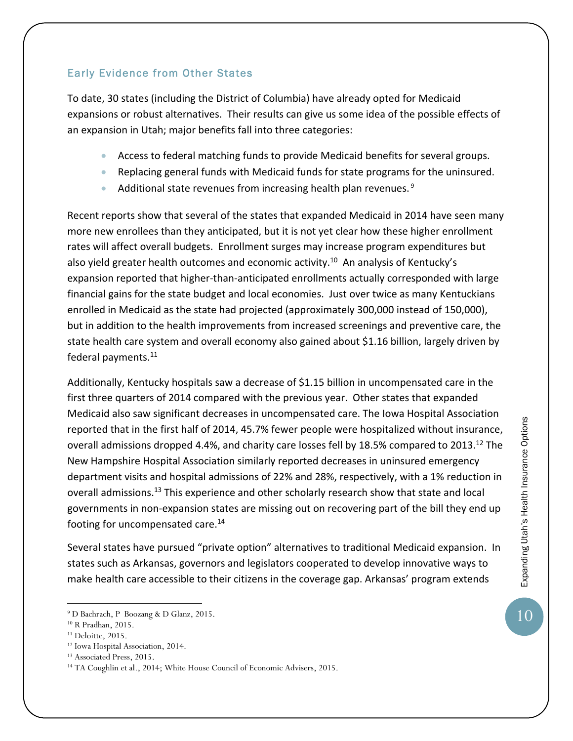## Early Evidence from Other States

To date, 30 states (including the District of Columbia) have already opted for Medicaid expansions or robust alternatives. Their results can give us some idea of the possible effects of an expansion in Utah; major benefits fall into three categories:

- Access to federal matching funds to provide Medicaid benefits for several groups.
- Replacing general funds with Medicaid funds for state programs for the uninsured.
- Additional state revenues from increasing health plan revenues. [9]

Recent reports show that several of the states that expanded Medicaid in 2014 have seen many more new enrollees than they anticipated, but it is not yet clear how these higher enrollment rates will affect overall budgets. Enrollment surges may increase program expenditures but also yield greater health outcomes and economic activity.[10] An analysis of Kentucky's expansion reported that higher-than-anticipated enrollments actually corresponded with large financial gains for the state budget and local economies. Just over twice as many Kentuckians enrolled in Medicaid as the state had projected (approximately 300,000 instead of 150,000), but in addition to the health improvements from increased screenings and preventive care, the state health care system and overall economy also gained about $1.16 billion, largely driven by federal payments.[11]

Additionally, Kentucky hospitals saw a decrease of $1.15 billion in uncompensated care in the first three quarters of 2014 compared with the previous year. Other states that expanded Medicaid also saw significant decreases in uncompensated care. The Iowa Hospital Association reported that in the first half of 2014, 45.7% fewer people were hospitalized without insurance, overall admissions dropped 4.4%, and charity care losses fell by 18.5% compared to 2013.[12] The New Hampshire Hospital Association similarly reported decreases in uninsured emergency department visits and hospital admissions of 22% and 28%, respectively, with a 1% reduction in overall admissions.[13] This experience and other scholarly research show that state and local governments in non-expansion states are missing out on recovering part of the bill they end up footing for uncompensated care.[14]

Several states have pursued "private option" alternatives to traditional Medicaid expansion. In states such as Arkansas, governors and legislators cooperated to develop innovative ways to make health care accessible to their citizens in the coverage gap. Arkansas' program extends

---

[9] D Bachrach, P Boozang & D Glanz, 2015.
[10] R Pradhan, 2015.
[11] Deloitte, 2015.
[12] Iowa Hospital Association, 2014.
[13] Associated Press, 2015.
[14] TA Coughlin et al., 2014; White House Council of Economic Advisers, 2015.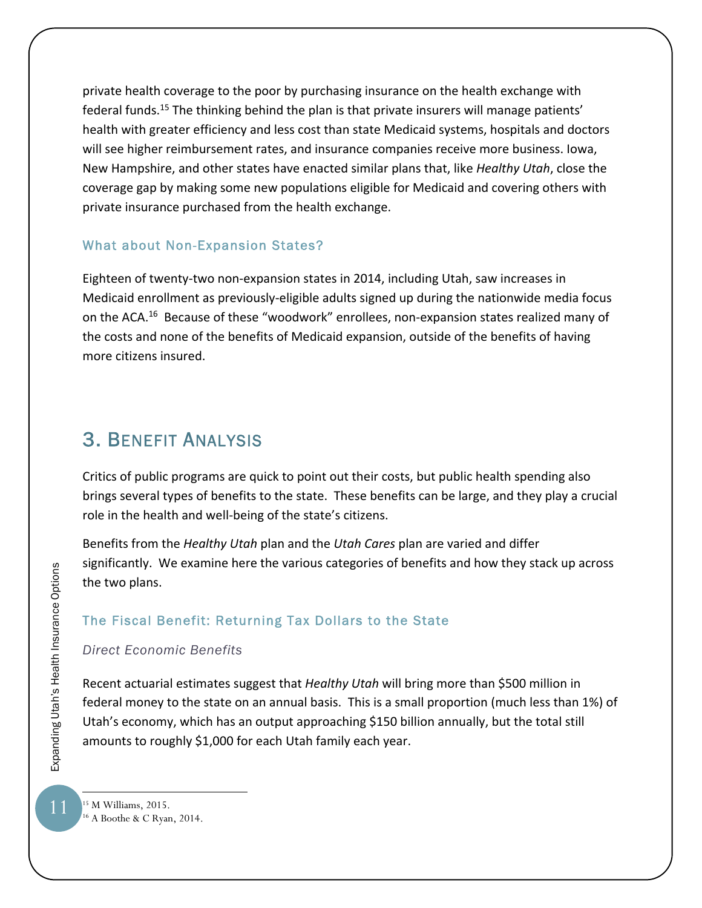private health coverage to the poor by purchasing insurance on the health exchange with federal funds.[15] The thinking behind the plan is that private insurers will manage patients' health with greater efficiency and less cost than state Medicaid systems, hospitals and doctors will see higher reimbursement rates, and insurance companies receive more business. Iowa, New Hampshire, and other states have enacted similar plans that, like *Healthy Utah*, close the coverage gap by making some new populations eligible for Medicaid and covering others with private insurance purchased from the health exchange.

### What about Non-Expansion States?

Eighteen of twenty-two non-expansion states in 2014, including Utah, saw increases in Medicaid enrollment as previously-eligible adults signed up during the nationwide media focus on the ACA.[16] Because of these "woodwork" enrollees, non-expansion states realized many of the costs and none of the benefits of Medicaid expansion, outside of the benefits of having more citizens insured.

## 3. Benefit Analysis

Critics of public programs are quick to point out their costs, but public health spending also brings several types of benefits to the state. These benefits can be large, and they play a crucial role in the health and well-being of the state's citizens.

Benefits from the *Healthy Utah* plan and the *Utah Cares* plan are varied and differ significantly. We examine here the various categories of benefits and how they stack up across the two plans.

### The Fiscal Benefit: Returning Tax Dollars to the State

#### *Direct Economic Benefits*

Recent actuarial estimates suggest that *Healthy Utah* will bring more than $500 million in federal money to the state on an annual basis. This is a small proportion (much less than 1%) of Utah's economy, which has an output approaching $150 billion annually, but the total still amounts to roughly $1,000 for each Utah family each year.

[15] M Williams, 2015.
[16] A Boothe & C Ryan, 2014.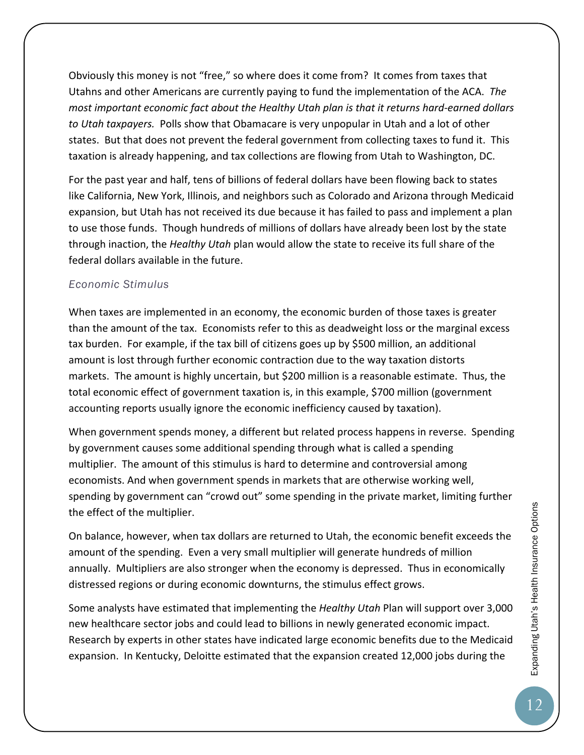Obviously this money is not "free," so where does it come from? It comes from taxes that Utahns and other Americans are currently paying to fund the implementation of the ACA. *The most important economic fact about the Healthy Utah plan is that it returns hard-earned dollars to Utah taxpayers.* Polls show that Obamacare is very unpopular in Utah and a lot of other states. But that does not prevent the federal government from collecting taxes to fund it. This taxation is already happening, and tax collections are flowing from Utah to Washington, DC.

For the past year and half, tens of billions of federal dollars have been flowing back to states like California, New York, Illinois, and neighbors such as Colorado and Arizona through Medicaid expansion, but Utah has not received its due because it has failed to pass and implement a plan to use those funds. Though hundreds of millions of dollars have already been lost by the state through inaction, the *Healthy Utah* plan would allow the state to receive its full share of the federal dollars available in the future.

### *Economic Stimulus*

When taxes are implemented in an economy, the economic burden of those taxes is greater than the amount of the tax. Economists refer to this as deadweight loss or the marginal excess tax burden. For example, if the tax bill of citizens goes up by $500 million, an additional amount is lost through further economic contraction due to the way taxation distorts markets. The amount is highly uncertain, but $200 million is a reasonable estimate. Thus, the total economic effect of government taxation is, in this example, $700 million (government accounting reports usually ignore the economic inefficiency caused by taxation).

When government spends money, a different but related process happens in reverse. Spending by government causes some additional spending through what is called a spending multiplier. The amount of this stimulus is hard to determine and controversial among economists. And when government spends in markets that are otherwise working well, spending by government can "crowd out" some spending in the private market, limiting further the effect of the multiplier.

On balance, however, when tax dollars are returned to Utah, the economic benefit exceeds the amount of the spending. Even a very small multiplier will generate hundreds of million annually. Multipliers are also stronger when the economy is depressed. Thus in economically distressed regions or during economic downturns, the stimulus effect grows.

Some analysts have estimated that implementing the *Healthy Utah* Plan will support over 3,000 new healthcare sector jobs and could lead to billions in newly generated economic impact. Research by experts in other states have indicated large economic benefits due to the Medicaid expansion. In Kentucky, Deloitte estimated that the expansion created 12,000 jobs during the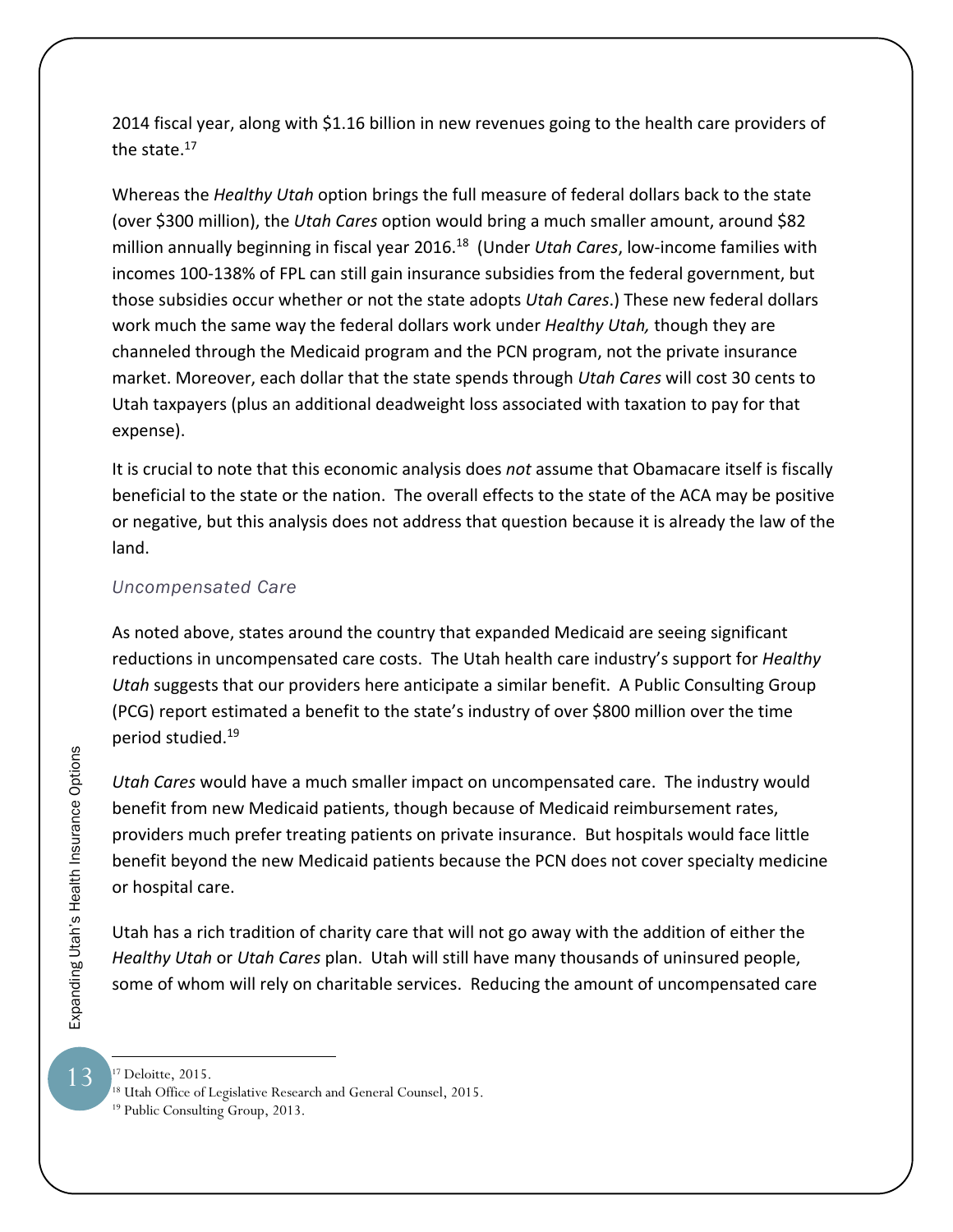2014 fiscal year, along with $1.16 billion in new revenues going to the health care providers of the state.[17]

Whereas the *Healthy Utah* option brings the full measure of federal dollars back to the state (over $300 million), the *Utah Cares* option would bring a much smaller amount, around $82 million annually beginning in fiscal year 2016.[18] (Under *Utah Cares*, low-income families with incomes 100-138% of FPL can still gain insurance subsidies from the federal government, but those subsidies occur whether or not the state adopts *Utah Cares*.) These new federal dollars work much the same way the federal dollars work under *Healthy Utah,* though they are channeled through the Medicaid program and the PCN program, not the private insurance market. Moreover, each dollar that the state spends through *Utah Cares* will cost 30 cents to Utah taxpayers (plus an additional deadweight loss associated with taxation to pay for that expense).

It is crucial to note that this economic analysis does *not* assume that Obamacare itself is fiscally beneficial to the state or the nation. The overall effects to the state of the ACA may be positive or negative, but this analysis does not address that question because it is already the law of the land.

### *Uncompensated Care*

As noted above, states around the country that expanded Medicaid are seeing significant reductions in uncompensated care costs. The Utah health care industry's support for *Healthy Utah* suggests that our providers here anticipate a similar benefit. A Public Consulting Group (PCG) report estimated a benefit to the state's industry of over $800 million over the time period studied.[19]

*Utah Cares* would have a much smaller impact on uncompensated care. The industry would benefit from new Medicaid patients, though because of Medicaid reimbursement rates, providers much prefer treating patients on private insurance. But hospitals would face little benefit beyond the new Medicaid patients because the PCN does not cover specialty medicine or hospital care.

Utah has a rich tradition of charity care that will not go away with the addition of either the *Healthy Utah* or *Utah Cares* plan. Utah will still have many thousands of uninsured people, some of whom will rely on charitable services. Reducing the amount of uncompensated care

---

[17] Deloitte, 2015.

[18] Utah Office of Legislative Research and General Counsel, 2015.

[19] Public Consulting Group, 2013.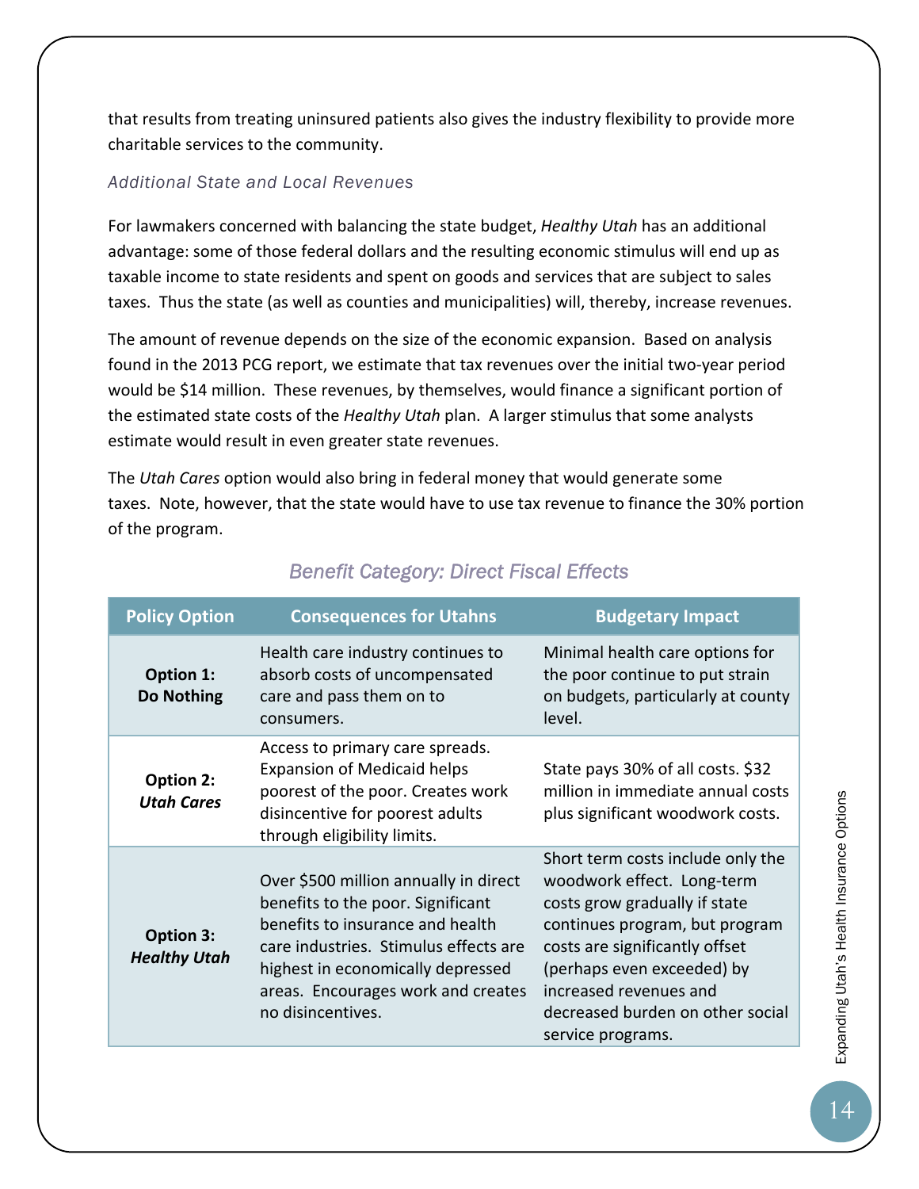that results from treating uninsured patients also gives the industry flexibility to provide more charitable services to the community.

### *Additional State and Local Revenues*

For lawmakers concerned with balancing the state budget, *Healthy Utah* has an additional advantage: some of those federal dollars and the resulting economic stimulus will end up as taxable income to state residents and spent on goods and services that are subject to sales taxes. Thus the state (as well as counties and municipalities) will, thereby, increase revenues.

The amount of revenue depends on the size of the economic expansion. Based on analysis found in the 2013 PCG report, we estimate that tax revenues over the initial two-year period would be $14 million. These revenues, by themselves, would finance a significant portion of the estimated state costs of the *Healthy Utah* plan. A larger stimulus that some analysts estimate would result in even greater state revenues.

The *Utah Cares* option would also bring in federal money that would generate some taxes. Note, however, that the state would have to use tax revenue to finance the 30% portion of the program.

### *Benefit Category: Direct Fiscal Effects*

| Policy Option | Consequences for Utahns | Budgetary Impact |
|---|---|---|
| **Option 1: Do Nothing** | Health care industry continues to absorb costs of uncompensated care and pass them on to consumers. | Minimal health care options for the poor continue to put strain on budgets, particularly at county level. |
| **Option 2: *Utah Cares*** | Access to primary care spreads. Expansion of Medicaid helps poorest of the poor. Creates work disincentive for poorest adults through eligibility limits. | State pays 30% of all costs. $32 million in immediate annual costs plus significant woodwork costs. |
| **Option 3: *Healthy Utah*** | Over $500 million annually in direct benefits to the poor. Significant benefits to insurance and health care industries. Stimulus effects are highest in economically depressed areas. Encourages work and creates no disincentives. | Short term costs include only the woodwork effect. Long-term costs grow gradually if state continues program, but program costs are significantly offset (perhaps even exceeded) by increased revenues and decreased burden on other social service programs. |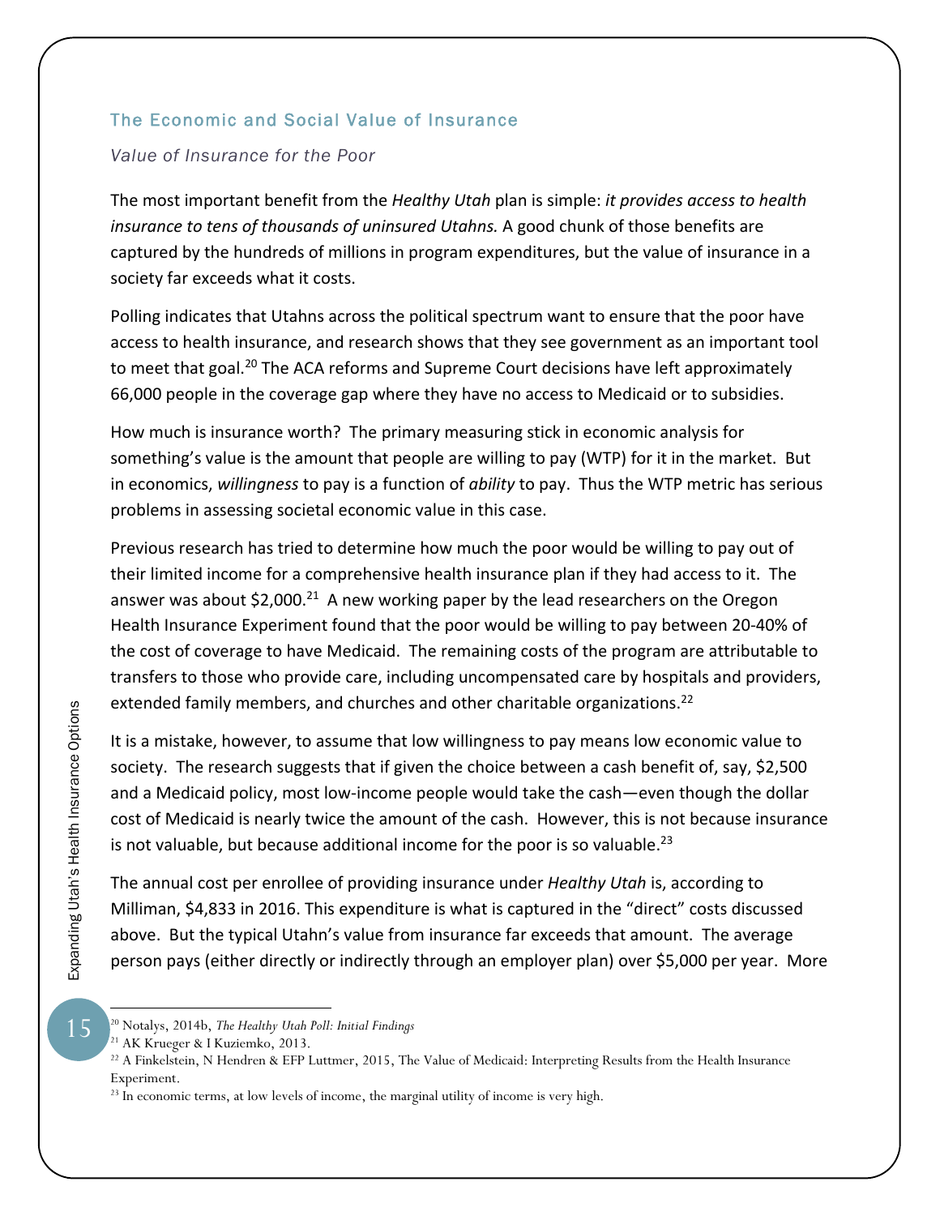## The Economic and Social Value of Insurance

### *Value of Insurance for the Poor*

The most important benefit from the *Healthy Utah* plan is simple: *it provides access to health insurance to tens of thousands of uninsured Utahns.* A good chunk of those benefits are captured by the hundreds of millions in program expenditures, but the value of insurance in a society far exceeds what it costs.

Polling indicates that Utahns across the political spectrum want to ensure that the poor have access to health insurance, and research shows that they see government as an important tool to meet that goal.[20] The ACA reforms and Supreme Court decisions have left approximately 66,000 people in the coverage gap where they have no access to Medicaid or to subsidies.

How much is insurance worth? The primary measuring stick in economic analysis for something's value is the amount that people are willing to pay (WTP) for it in the market. But in economics, *willingness* to pay is a function of *ability* to pay. Thus the WTP metric has serious problems in assessing societal economic value in this case.

Previous research has tried to determine how much the poor would be willing to pay out of their limited income for a comprehensive health insurance plan if they had access to it. The answer was about $2,000.[21] A new working paper by the lead researchers on the Oregon Health Insurance Experiment found that the poor would be willing to pay between 20-40% of the cost of coverage to have Medicaid. The remaining costs of the program are attributable to transfers to those who provide care, including uncompensated care by hospitals and providers, extended family members, and churches and other charitable organizations.[22]

It is a mistake, however, to assume that low willingness to pay means low economic value to society. The research suggests that if given the choice between a cash benefit of, say, $2,500 and a Medicaid policy, most low-income people would take the cash—even though the dollar cost of Medicaid is nearly twice the amount of the cash. However, this is not because insurance is not valuable, but because additional income for the poor is so valuable.[23]

The annual cost per enrollee of providing insurance under *Healthy Utah* is, according to Milliman, $4,833 in 2016. This expenditure is what is captured in the "direct" costs discussed above. But the typical Utahn's value from insurance far exceeds that amount. The average person pays (either directly or indirectly through an employer plan) over $5,000 per year. More

---

[20] Notalys, 2014b, *The Healthy Utah Poll: Initial Findings*

[21] AK Krueger & I Kuziemko, 2013.

[22] A Finkelstein, N Hendren & EFP Luttmer, 2015, The Value of Medicaid: Interpreting Results from the Health Insurance Experiment.

[23] In economic terms, at low levels of income, the marginal utility of income is very high.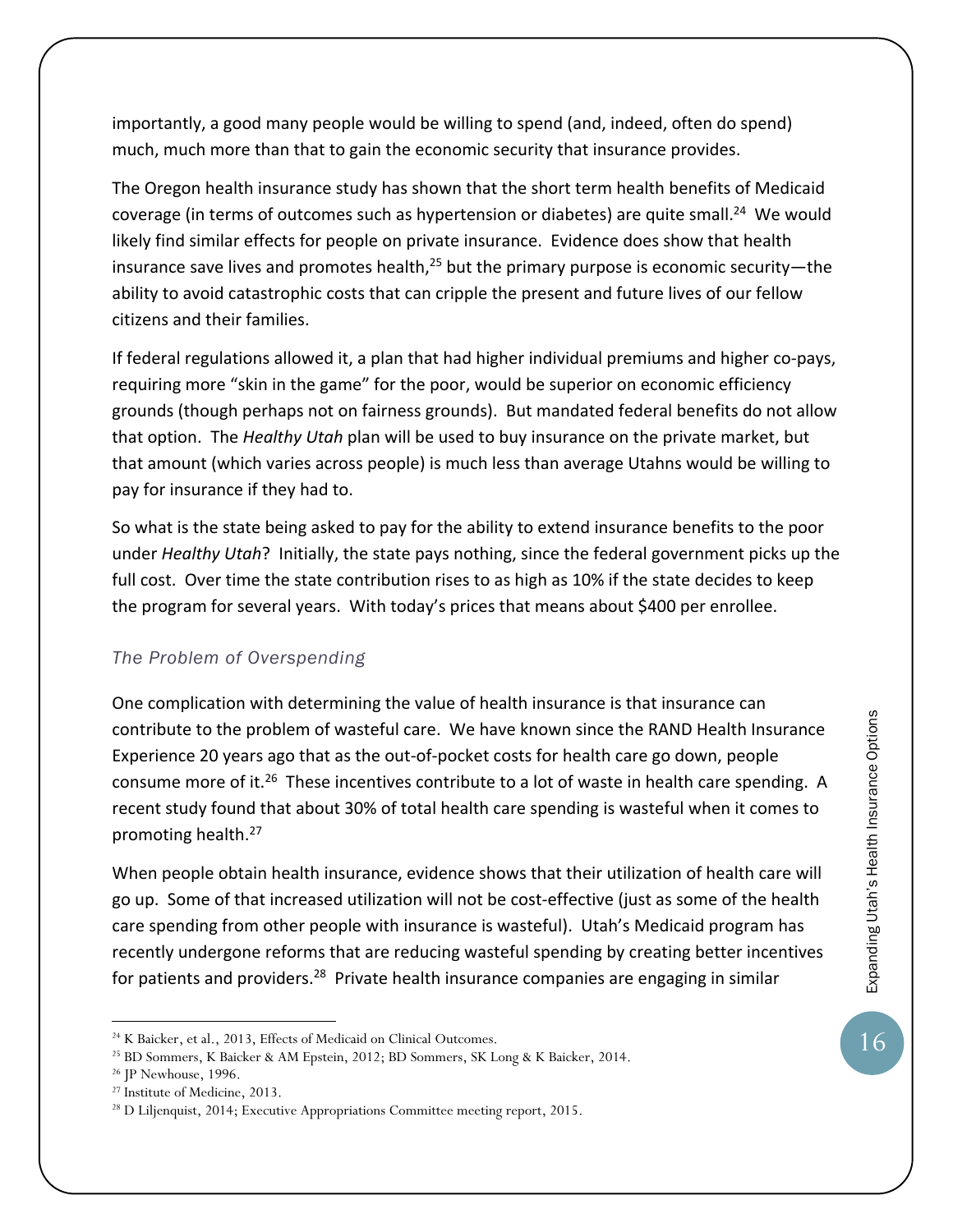importantly, a good many people would be willing to spend (and, indeed, often do spend) much, much more than that to gain the economic security that insurance provides.

The Oregon health insurance study has shown that the short term health benefits of Medicaid coverage (in terms of outcomes such as hypertension or diabetes) are quite small.[24] We would likely find similar effects for people on private insurance. Evidence does show that health insurance save lives and promotes health,[25] but the primary purpose is economic security—the ability to avoid catastrophic costs that can cripple the present and future lives of our fellow citizens and their families.

If federal regulations allowed it, a plan that had higher individual premiums and higher co-pays, requiring more "skin in the game" for the poor, would be superior on economic efficiency grounds (though perhaps not on fairness grounds). But mandated federal benefits do not allow that option. The *Healthy Utah* plan will be used to buy insurance on the private market, but that amount (which varies across people) is much less than average Utahns would be willing to pay for insurance if they had to.

So what is the state being asked to pay for the ability to extend insurance benefits to the poor under *Healthy Utah*? Initially, the state pays nothing, since the federal government picks up the full cost. Over time the state contribution rises to as high as 10% if the state decides to keep the program for several years. With today's prices that means about $400 per enrollee.

### *The Problem of Overspending*

One complication with determining the value of health insurance is that insurance can contribute to the problem of wasteful care. We have known since the RAND Health Insurance Experience 20 years ago that as the out-of-pocket costs for health care go down, people consume more of it.[26] These incentives contribute to a lot of waste in health care spending. A recent study found that about 30% of total health care spending is wasteful when it comes to promoting health.[27]

When people obtain health insurance, evidence shows that their utilization of health care will go up. Some of that increased utilization will not be cost-effective (just as some of the health care spending from other people with insurance is wasteful). Utah's Medicaid program has recently undergone reforms that are reducing wasteful spending by creating better incentives for patients and providers.[28] Private health insurance companies are engaging in similar

---

[24] K Baicker, et al., 2013, Effects of Medicaid on Clinical Outcomes.

[25] BD Sommers, K Baicker & AM Epstein, 2012; BD Sommers, SK Long & K Baicker, 2014.

[26] JP Newhouse, 1996.

[27] Institute of Medicine, 2013.

[28] D Liljenquist, 2014; Executive Appropriations Committee meeting report, 2015.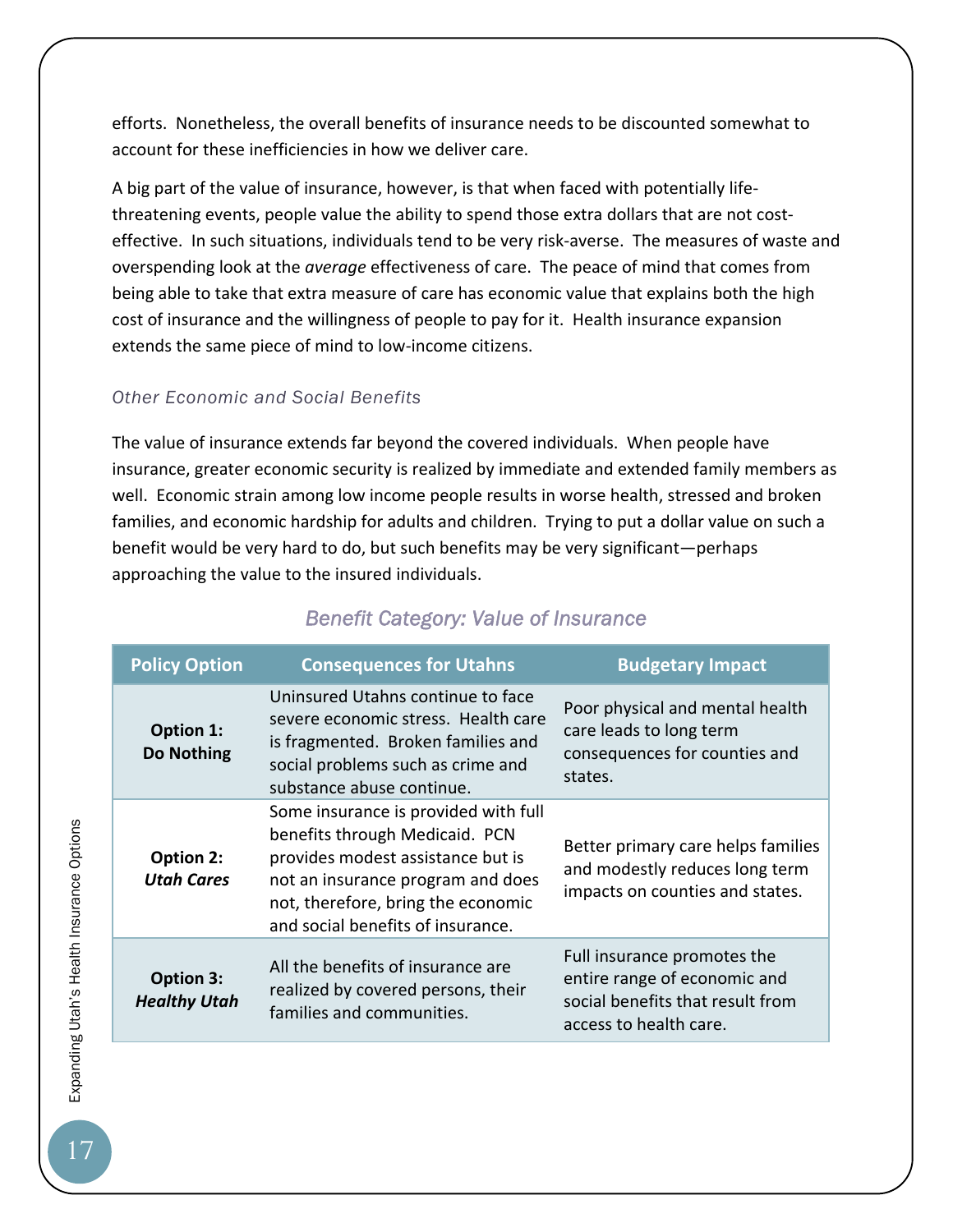efforts. Nonetheless, the overall benefits of insurance needs to be discounted somewhat to account for these inefficiencies in how we deliver care.

A big part of the value of insurance, however, is that when faced with potentially life-threatening events, people value the ability to spend those extra dollars that are not cost-effective. In such situations, individuals tend to be very risk-averse. The measures of waste and overspending look at the *average* effectiveness of care. The peace of mind that comes from being able to take that extra measure of care has economic value that explains both the high cost of insurance and the willingness of people to pay for it. Health insurance expansion extends the same piece of mind to low-income citizens.

### *Other Economic and Social Benefits*

The value of insurance extends far beyond the covered individuals. When people have insurance, greater economic security is realized by immediate and extended family members as well. Economic strain among low income people results in worse health, stressed and broken families, and economic hardship for adults and children. Trying to put a dollar value on such a benefit would be very hard to do, but such benefits may be very significant—perhaps approaching the value to the insured individuals.

*Benefit Category: Value of Insurance*

| Policy Option | Consequences for Utahns | Budgetary Impact |
|---|---|---|
| **Option 1: Do Nothing** | Uninsured Utahns continue to face severe economic stress. Health care is fragmented. Broken families and social problems such as crime and substance abuse continue. | Poor physical and mental health care leads to long term consequences for counties and states. |
| **Option 2: *Utah Cares*** | Some insurance is provided with full benefits through Medicaid. PCN provides modest assistance but is not an insurance program and does not, therefore, bring the economic and social benefits of insurance. | Better primary care helps families and modestly reduces long term impacts on counties and states. |
| **Option 3: *Healthy Utah*** | All the benefits of insurance are realized by covered persons, their families and communities. | Full insurance promotes the entire range of economic and social benefits that result from access to health care. |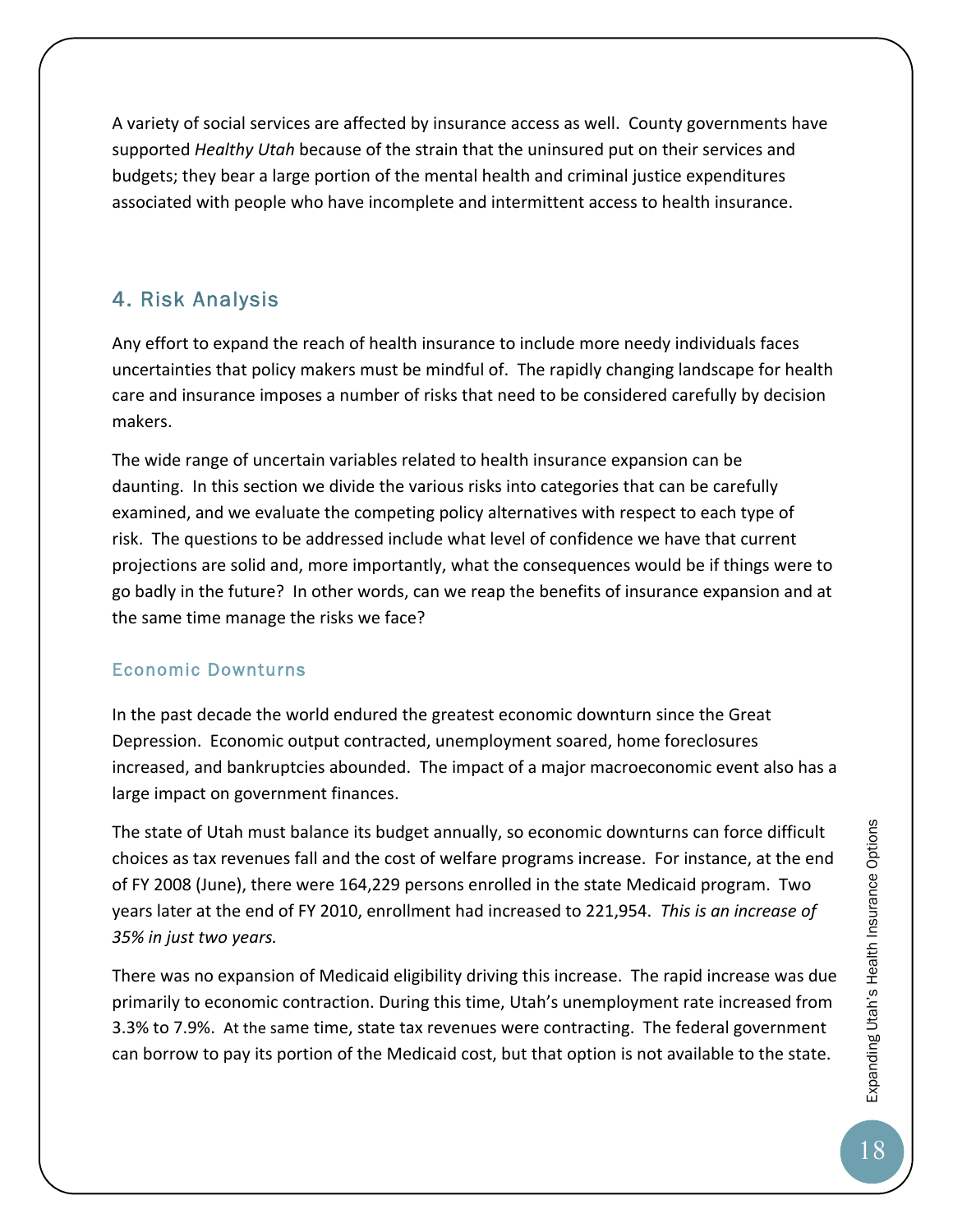A variety of social services are affected by insurance access as well. County governments have supported *Healthy Utah* because of the strain that the uninsured put on their services and budgets; they bear a large portion of the mental health and criminal justice expenditures associated with people who have incomplete and intermittent access to health insurance.

## 4. Risk Analysis

Any effort to expand the reach of health insurance to include more needy individuals faces uncertainties that policy makers must be mindful of. The rapidly changing landscape for health care and insurance imposes a number of risks that need to be considered carefully by decision makers.

The wide range of uncertain variables related to health insurance expansion can be daunting. In this section we divide the various risks into categories that can be carefully examined, and we evaluate the competing policy alternatives with respect to each type of risk. The questions to be addressed include what level of confidence we have that current projections are solid and, more importantly, what the consequences would be if things were to go badly in the future? In other words, can we reap the benefits of insurance expansion and at the same time manage the risks we face?

### Economic Downturns

In the past decade the world endured the greatest economic downturn since the Great Depression. Economic output contracted, unemployment soared, home foreclosures increased, and bankruptcies abounded. The impact of a major macroeconomic event also has a large impact on government finances.

The state of Utah must balance its budget annually, so economic downturns can force difficult choices as tax revenues fall and the cost of welfare programs increase. For instance, at the end of FY 2008 (June), there were 164,229 persons enrolled in the state Medicaid program. Two years later at the end of FY 2010, enrollment had increased to 221,954. *This is an increase of 35% in just two years.*

There was no expansion of Medicaid eligibility driving this increase. The rapid increase was due primarily to economic contraction. During this time, Utah's unemployment rate increased from 3.3% to 7.9%. At the same time, state tax revenues were contracting. The federal government can borrow to pay its portion of the Medicaid cost, but that option is not available to the state.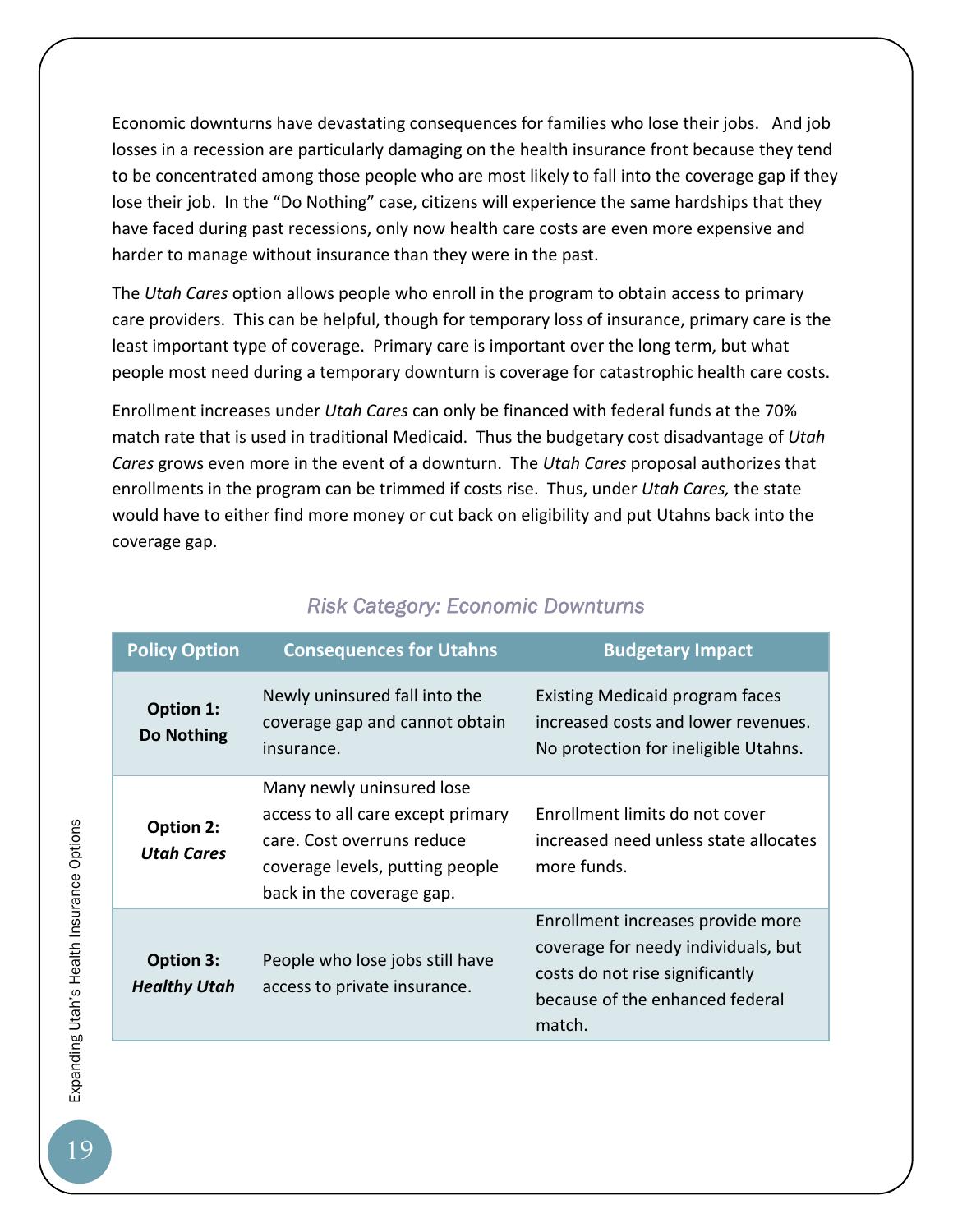Economic downturns have devastating consequences for families who lose their jobs. And job losses in a recession are particularly damaging on the health insurance front because they tend to be concentrated among those people who are most likely to fall into the coverage gap if they lose their job. In the "Do Nothing" case, citizens will experience the same hardships that they have faced during past recessions, only now health care costs are even more expensive and harder to manage without insurance than they were in the past.

The *Utah Cares* option allows people who enroll in the program to obtain access to primary care providers. This can be helpful, though for temporary loss of insurance, primary care is the least important type of coverage. Primary care is important over the long term, but what people most need during a temporary downturn is coverage for catastrophic health care costs.

Enrollment increases under *Utah Cares* can only be financed with federal funds at the 70% match rate that is used in traditional Medicaid. Thus the budgetary cost disadvantage of *Utah Cares* grows even more in the event of a downturn. The *Utah Cares* proposal authorizes that enrollments in the program can be trimmed if costs rise. Thus, under *Utah Cares,* the state would have to either find more money or cut back on eligibility and put Utahns back into the coverage gap.

### *Risk Category: Economic Downturns*

| Policy Option | Consequences for Utahns | Budgetary Impact |
|---|---|---|
| **Option 1: Do Nothing** | Newly uninsured fall into the coverage gap and cannot obtain insurance. | Existing Medicaid program faces increased costs and lower revenues. No protection for ineligible Utahns. |
| **Option 2: *Utah Cares*** | Many newly uninsured lose access to all care except primary care. Cost overruns reduce coverage levels, putting people back in the coverage gap. | Enrollment limits do not cover increased need unless state allocates more funds. |
| **Option 3: *Healthy Utah*** | People who lose jobs still have access to private insurance. | Enrollment increases provide more coverage for needy individuals, but costs do not rise significantly because of the enhanced federal match. |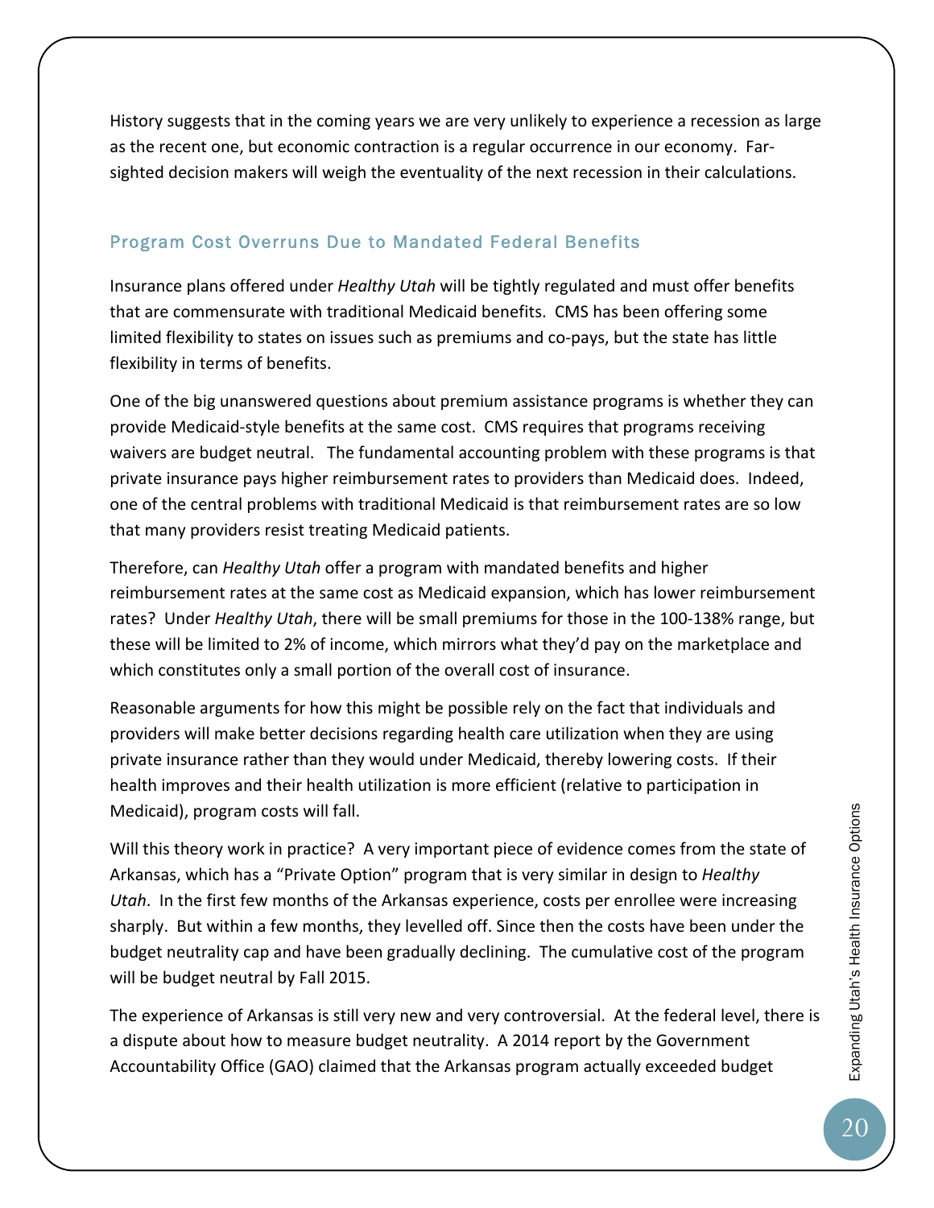History suggests that in the coming years we are very unlikely to experience a recession as large as the recent one, but economic contraction is a regular occurrence in our economy. Far-sighted decision makers will weigh the eventuality of the next recession in their calculations.

## Program Cost Overruns Due to Mandated Federal Benefits

Insurance plans offered under *Healthy Utah* will be tightly regulated and must offer benefits that are commensurate with traditional Medicaid benefits. CMS has been offering some limited flexibility to states on issues such as premiums and co-pays, but the state has little flexibility in terms of benefits.

One of the big unanswered questions about premium assistance programs is whether they can provide Medicaid-style benefits at the same cost. CMS requires that programs receiving waivers are budget neutral. The fundamental accounting problem with these programs is that private insurance pays higher reimbursement rates to providers than Medicaid does. Indeed, one of the central problems with traditional Medicaid is that reimbursement rates are so low that many providers resist treating Medicaid patients.

Therefore, can *Healthy Utah* offer a program with mandated benefits and higher reimbursement rates at the same cost as Medicaid expansion, which has lower reimbursement rates? Under *Healthy Utah*, there will be small premiums for those in the 100-138% range, but these will be limited to 2% of income, which mirrors what they'd pay on the marketplace and which constitutes only a small portion of the overall cost of insurance.

Reasonable arguments for how this might be possible rely on the fact that individuals and providers will make better decisions regarding health care utilization when they are using private insurance rather than they would under Medicaid, thereby lowering costs. If their health improves and their health utilization is more efficient (relative to participation in Medicaid), program costs will fall.

Will this theory work in practice? A very important piece of evidence comes from the state of Arkansas, which has a "Private Option" program that is very similar in design to *Healthy Utah*. In the first few months of the Arkansas experience, costs per enrollee were increasing sharply. But within a few months, they levelled off. Since then the costs have been under the budget neutrality cap and have been gradually declining. The cumulative cost of the program will be budget neutral by Fall 2015.

The experience of Arkansas is still very new and very controversial. At the federal level, there is a dispute about how to measure budget neutrality. A 2014 report by the Government Accountability Office (GAO) claimed that the Arkansas program actually exceeded budget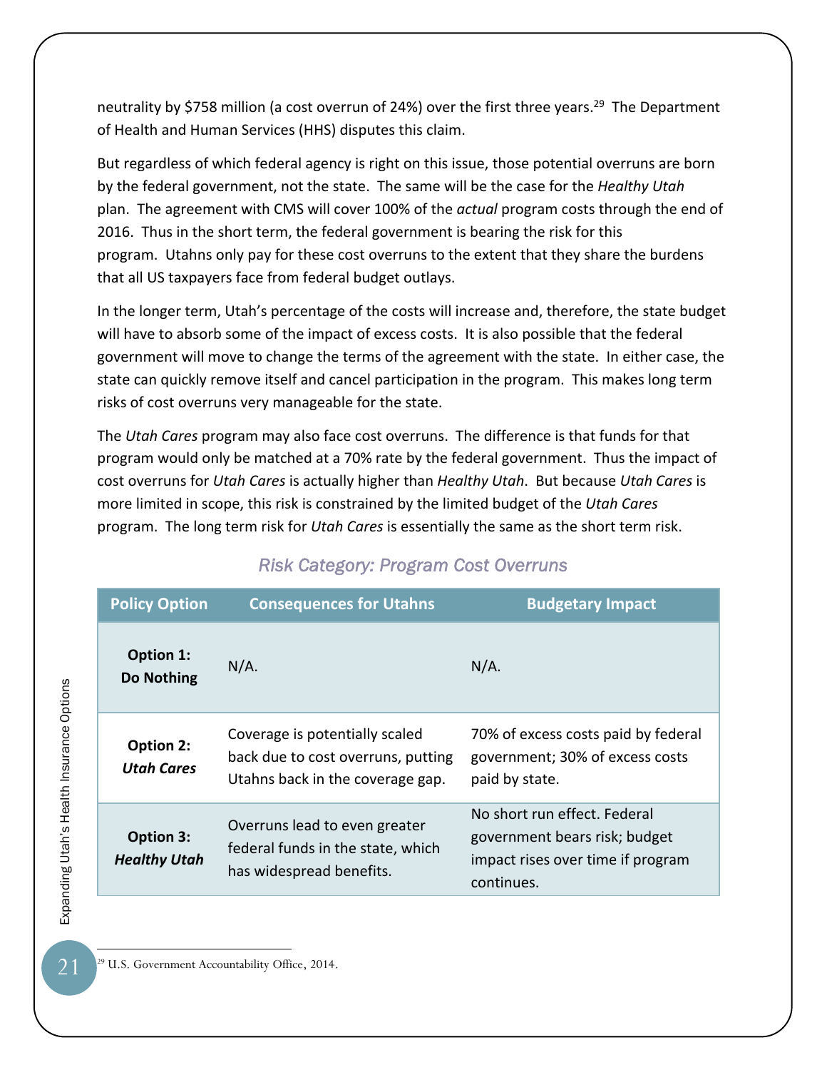neutrality by $758 million (a cost overrun of 24%) over the first three years.[29] The Department of Health and Human Services (HHS) disputes this claim.

But regardless of which federal agency is right on this issue, those potential overruns are born by the federal government, not the state. The same will be the case for the *Healthy Utah* plan. The agreement with CMS will cover 100% of the *actual* program costs through the end of 2016. Thus in the short term, the federal government is bearing the risk for this program. Utahns only pay for these cost overruns to the extent that they share the burdens that all US taxpayers face from federal budget outlays.

In the longer term, Utah's percentage of the costs will increase and, therefore, the state budget will have to absorb some of the impact of excess costs. It is also possible that the federal government will move to change the terms of the agreement with the state. In either case, the state can quickly remove itself and cancel participation in the program. This makes long term risks of cost overruns very manageable for the state.

The *Utah Cares* program may also face cost overruns. The difference is that funds for that program would only be matched at a 70% rate by the federal government. Thus the impact of cost overruns for *Utah Cares* is actually higher than *Healthy Utah*. But because *Utah Cares* is more limited in scope, this risk is constrained by the limited budget of the *Utah Cares* program. The long term risk for *Utah Cares* is essentially the same as the short term risk.

*Risk Category: Program Cost Overruns*

| Policy Option | Consequences for Utahns | Budgetary Impact |
|---|---|---|
| **Option 1: Do Nothing** | N/A. | N/A. |
| **Option 2: *Utah Cares*** | Coverage is potentially scaled back due to cost overruns, putting Utahns back in the coverage gap. | 70% of excess costs paid by federal government; 30% of excess costs paid by state. |
| **Option 3: *Healthy Utah*** | Overruns lead to even greater federal funds in the state, which has widespread benefits. | No short run effect. Federal government bears risk; budget impact rises over time if program continues. |

[29] U.S. Government Accountability Office, 2014.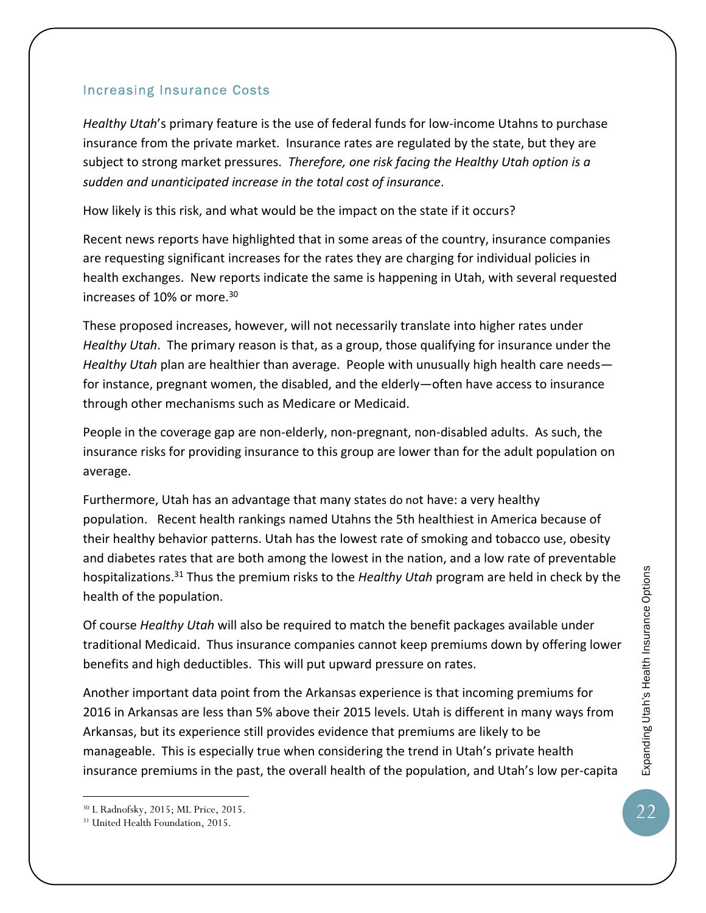## Increasing Insurance Costs

*Healthy Utah*'s primary feature is the use of federal funds for low-income Utahns to purchase insurance from the private market. Insurance rates are regulated by the state, but they are subject to strong market pressures. *Therefore, one risk facing the Healthy Utah option is a sudden and unanticipated increase in the total cost of insurance*.

How likely is this risk, and what would be the impact on the state if it occurs?

Recent news reports have highlighted that in some areas of the country, insurance companies are requesting significant increases for the rates they are charging for individual policies in health exchanges. New reports indicate the same is happening in Utah, with several requested increases of 10% or more.[30]

These proposed increases, however, will not necessarily translate into higher rates under *Healthy Utah*. The primary reason is that, as a group, those qualifying for insurance under the *Healthy Utah* plan are healthier than average. People with unusually high health care needs—for instance, pregnant women, the disabled, and the elderly—often have access to insurance through other mechanisms such as Medicare or Medicaid.

People in the coverage gap are non-elderly, non-pregnant, non-disabled adults. As such, the insurance risks for providing insurance to this group are lower than for the adult population on average.

Furthermore, Utah has an advantage that many states do not have: a very healthy population. Recent health rankings named Utahns the 5th healthiest in America because of their healthy behavior patterns. Utah has the lowest rate of smoking and tobacco use, obesity and diabetes rates that are both among the lowest in the nation, and a low rate of preventable hospitalizations.[31] Thus the premium risks to the *Healthy Utah* program are held in check by the health of the population.

Of course *Healthy Utah* will also be required to match the benefit packages available under traditional Medicaid. Thus insurance companies cannot keep premiums down by offering lower benefits and high deductibles. This will put upward pressure on rates.

Another important data point from the Arkansas experience is that incoming premiums for 2016 in Arkansas are less than 5% above their 2015 levels. Utah is different in many ways from Arkansas, but its experience still provides evidence that premiums are likely to be manageable. This is especially true when considering the trend in Utah's private health insurance premiums in the past, the overall health of the population, and Utah's low per-capita

---

[30] L Radnofsky, 2015; ML Price, 2015.

[31] United Health Foundation, 2015.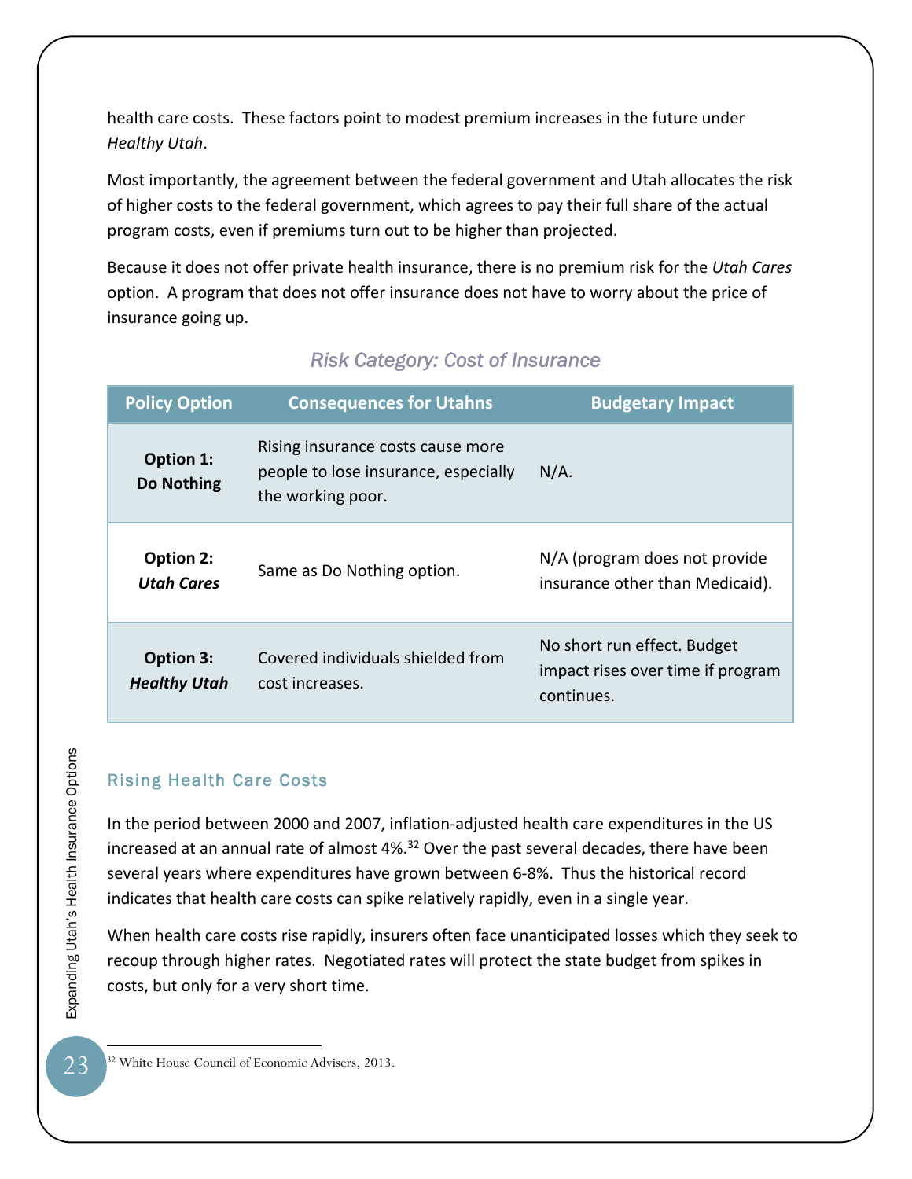health care costs. These factors point to modest premium increases in the future under *Healthy Utah*.

Most importantly, the agreement between the federal government and Utah allocates the risk of higher costs to the federal government, which agrees to pay their full share of the actual program costs, even if premiums turn out to be higher than projected.

Because it does not offer private health insurance, there is no premium risk for the *Utah Cares* option. A program that does not offer insurance does not have to worry about the price of insurance going up.

### *Risk Category: Cost of Insurance*

| Policy Option | Consequences for Utahns | Budgetary Impact |
|---|---|---|
| **Option 1: Do Nothing** | Rising insurance costs cause more people to lose insurance, especially the working poor. | N/A. |
| **Option 2: *Utah Cares*** | Same as Do Nothing option. | N/A (program does not provide insurance other than Medicaid). |
| **Option 3: *Healthy Utah*** | Covered individuals shielded from cost increases. | No short run effect. Budget impact rises over time if program continues. |

## Rising Health Care Costs

In the period between 2000 and 2007, inflation-adjusted health care expenditures in the US increased at an annual rate of almost 4%.[32] Over the past several decades, there have been several years where expenditures have grown between 6-8%. Thus the historical record indicates that health care costs can spike relatively rapidly, even in a single year.

When health care costs rise rapidly, insurers often face unanticipated losses which they seek to recoup through higher rates. Negotiated rates will protect the state budget from spikes in costs, but only for a very short time.

[32] White House Council of Economic Advisers, 2013.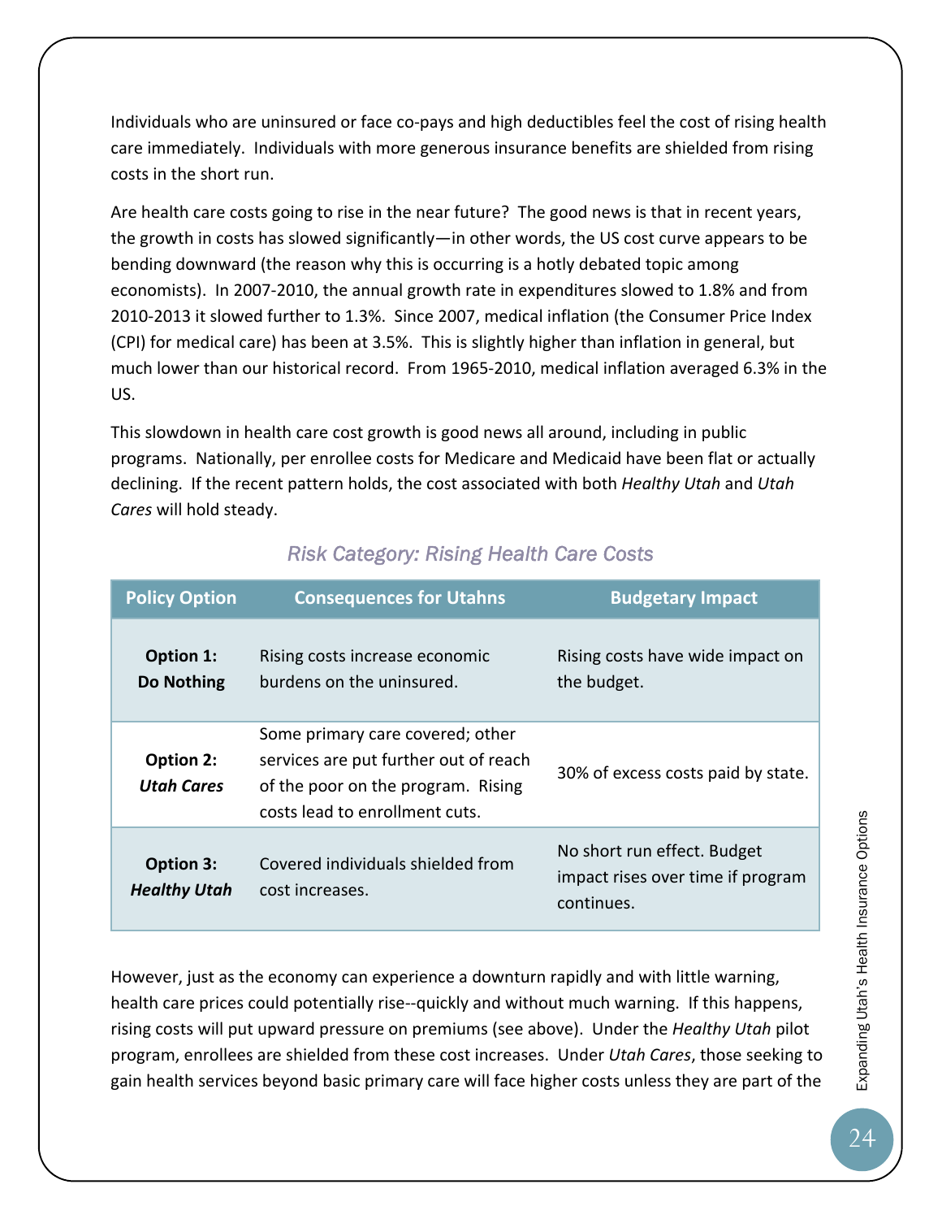Individuals who are uninsured or face co-pays and high deductibles feel the cost of rising health care immediately. Individuals with more generous insurance benefits are shielded from rising costs in the short run.

Are health care costs going to rise in the near future? The good news is that in recent years, the growth in costs has slowed significantly—in other words, the US cost curve appears to be bending downward (the reason why this is occurring is a hotly debated topic among economists). In 2007-2010, the annual growth rate in expenditures slowed to 1.8% and from 2010-2013 it slowed further to 1.3%. Since 2007, medical inflation (the Consumer Price Index (CPI) for medical care) has been at 3.5%. This is slightly higher than inflation in general, but much lower than our historical record. From 1965-2010, medical inflation averaged 6.3% in the US.

This slowdown in health care cost growth is good news all around, including in public programs. Nationally, per enrollee costs for Medicare and Medicaid have been flat or actually declining. If the recent pattern holds, the cost associated with both *Healthy Utah* and *Utah Cares* will hold steady.

*Risk Category: Rising Health Care Costs*

| Policy Option | Consequences for Utahns | Budgetary Impact |
|---|---|---|
| **Option 1: Do Nothing** | Rising costs increase economic burdens on the uninsured. | Rising costs have wide impact on the budget. |
| **Option 2: *Utah Cares*** | Some primary care covered; other services are put further out of reach of the poor on the program. Rising costs lead to enrollment cuts. | 30% of excess costs paid by state. |
| **Option 3: *Healthy Utah*** | Covered individuals shielded from cost increases. | No short run effect. Budget impact rises over time if program continues. |

However, just as the economy can experience a downturn rapidly and with little warning, health care prices could potentially rise--quickly and without much warning. If this happens, rising costs will put upward pressure on premiums (see above). Under the *Healthy Utah* pilot program, enrollees are shielded from these cost increases. Under *Utah Cares*, those seeking to gain health services beyond basic primary care will face higher costs unless they are part of the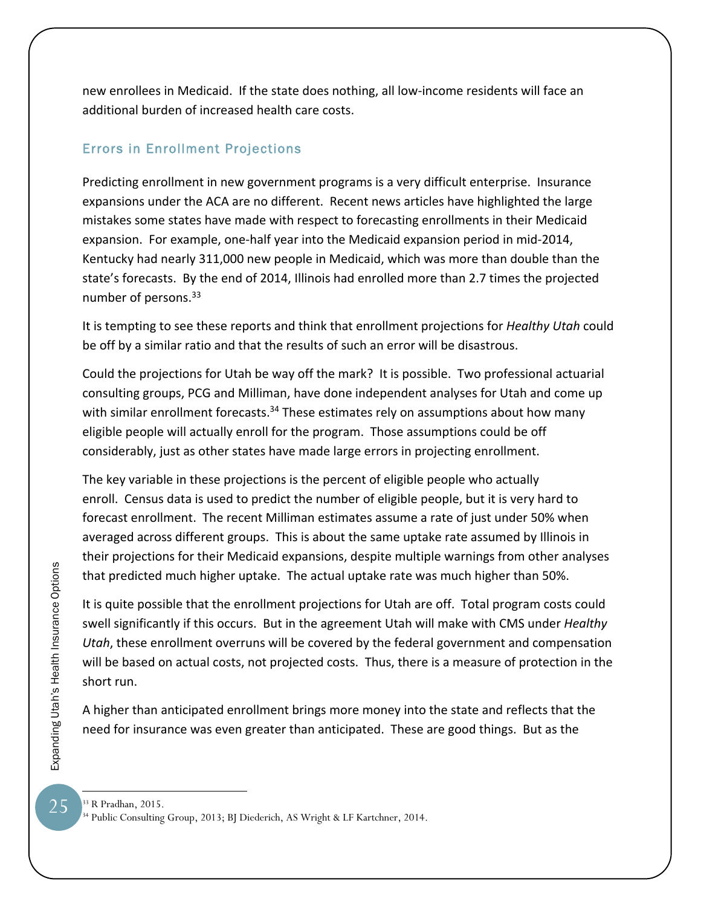new enrollees in Medicaid. If the state does nothing, all low-income residents will face an additional burden of increased health care costs.

## Errors in Enrollment Projections

Predicting enrollment in new government programs is a very difficult enterprise. Insurance expansions under the ACA are no different. Recent news articles have highlighted the large mistakes some states have made with respect to forecasting enrollments in their Medicaid expansion. For example, one-half year into the Medicaid expansion period in mid-2014, Kentucky had nearly 311,000 new people in Medicaid, which was more than double than the state's forecasts. By the end of 2014, Illinois had enrolled more than 2.7 times the projected number of persons.[33]

It is tempting to see these reports and think that enrollment projections for *Healthy Utah* could be off by a similar ratio and that the results of such an error will be disastrous.

Could the projections for Utah be way off the mark? It is possible. Two professional actuarial consulting groups, PCG and Milliman, have done independent analyses for Utah and come up with similar enrollment forecasts.[34] These estimates rely on assumptions about how many eligible people will actually enroll for the program. Those assumptions could be off considerably, just as other states have made large errors in projecting enrollment.

The key variable in these projections is the percent of eligible people who actually enroll. Census data is used to predict the number of eligible people, but it is very hard to forecast enrollment. The recent Milliman estimates assume a rate of just under 50% when averaged across different groups. This is about the same uptake rate assumed by Illinois in their projections for their Medicaid expansions, despite multiple warnings from other analyses that predicted much higher uptake. The actual uptake rate was much higher than 50%.

It is quite possible that the enrollment projections for Utah are off. Total program costs could swell significantly if this occurs. But in the agreement Utah will make with CMS under *Healthy Utah*, these enrollment overruns will be covered by the federal government and compensation will be based on actual costs, not projected costs. Thus, there is a measure of protection in the short run.

A higher than anticipated enrollment brings more money into the state and reflects that the need for insurance was even greater than anticipated. These are good things. But as the

---

[33] R Pradhan, 2015.

[34] Public Consulting Group, 2013; BJ Diederich, AS Wright & LF Kartchner, 2014.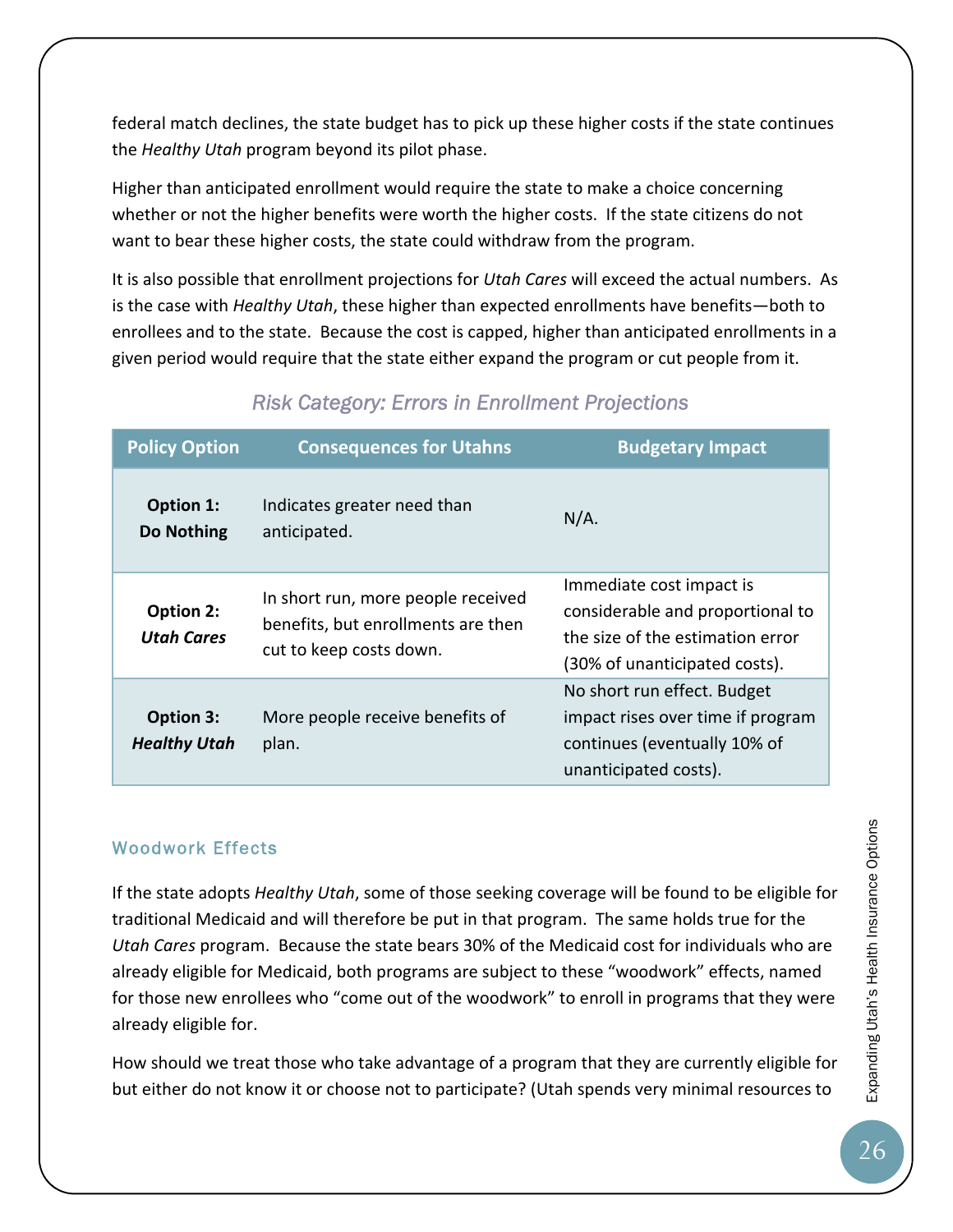federal match declines, the state budget has to pick up these higher costs if the state continues the *Healthy Utah* program beyond its pilot phase.

Higher than anticipated enrollment would require the state to make a choice concerning whether or not the higher benefits were worth the higher costs. If the state citizens do not want to bear these higher costs, the state could withdraw from the program.

It is also possible that enrollment projections for *Utah Cares* will exceed the actual numbers. As is the case with *Healthy Utah*, these higher than expected enrollments have benefits—both to enrollees and to the state. Because the cost is capped, higher than anticipated enrollments in a given period would require that the state either expand the program or cut people from it.

### *Risk Category: Errors in Enrollment Projections*

| Policy Option | Consequences for Utahns | Budgetary Impact |
|---|---|---|
| **Option 1: Do Nothing** | Indicates greater need than anticipated. | N/A. |
| **Option 2: *Utah Cares*** | In short run, more people received benefits, but enrollments are then cut to keep costs down. | Immediate cost impact is considerable and proportional to the size of the estimation error (30% of unanticipated costs). |
| **Option 3: *Healthy Utah*** | More people receive benefits of plan. | No short run effect. Budget impact rises over time if program continues (eventually 10% of unanticipated costs). |

### Woodwork Effects

If the state adopts *Healthy Utah*, some of those seeking coverage will be found to be eligible for traditional Medicaid and will therefore be put in that program. The same holds true for the *Utah Cares* program. Because the state bears 30% of the Medicaid cost for individuals who are already eligible for Medicaid, both programs are subject to these "woodwork" effects, named for those new enrollees who "come out of the woodwork" to enroll in programs that they were already eligible for.

How should we treat those who take advantage of a program that they are currently eligible for but either do not know it or choose not to participate? (Utah spends very minimal resources to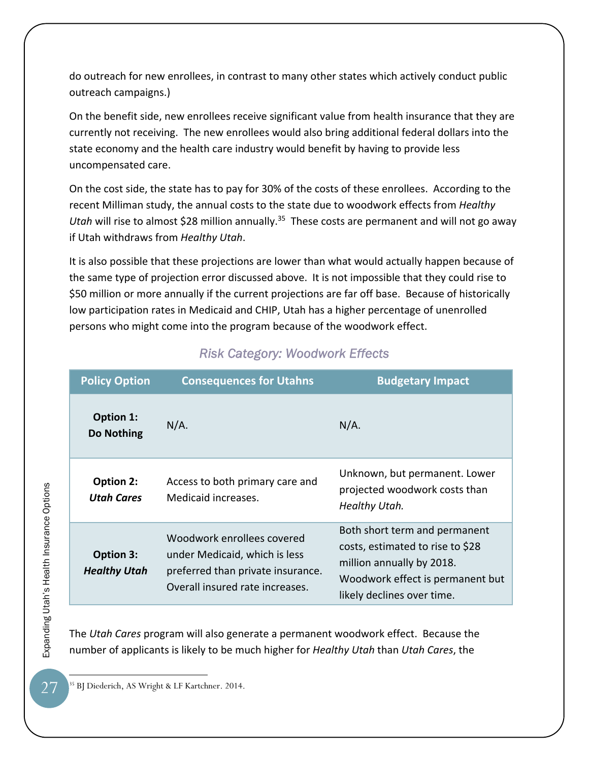do outreach for new enrollees, in contrast to many other states which actively conduct public outreach campaigns.)

On the benefit side, new enrollees receive significant value from health insurance that they are currently not receiving. The new enrollees would also bring additional federal dollars into the state economy and the health care industry would benefit by having to provide less uncompensated care.

On the cost side, the state has to pay for 30% of the costs of these enrollees. According to the recent Milliman study, the annual costs to the state due to woodwork effects from *Healthy Utah* will rise to almost $28 million annually.[35] These costs are permanent and will not go away if Utah withdraws from *Healthy Utah*.

It is also possible that these projections are lower than what would actually happen because of the same type of projection error discussed above. It is not impossible that they could rise to $50 million or more annually if the current projections are far off base. Because of historically low participation rates in Medicaid and CHIP, Utah has a higher percentage of unenrolled persons who might come into the program because of the woodwork effect.

### *Risk Category: Woodwork Effects*

| Policy Option | Consequences for Utahns | Budgetary Impact |
|---|---|---|
| **Option 1: Do Nothing** | N/A. | N/A. |
| **Option 2: *Utah Cares*** | Access to both primary care and Medicaid increases. | Unknown, but permanent. Lower projected woodwork costs than *Healthy Utah.* |
| **Option 3: *Healthy Utah*** | Woodwork enrollees covered under Medicaid, which is less preferred than private insurance. Overall insured rate increases. | Both short term and permanent costs, estimated to rise to $28 million annually by 2018. Woodwork effect is permanent but likely declines over time. |

The *Utah Cares* program will also generate a permanent woodwork effect. Because the number of applicants is likely to be much higher for *Healthy Utah* than *Utah Cares*, the

[35] BJ Diederich, AS Wright & LF Kartchner. 2014.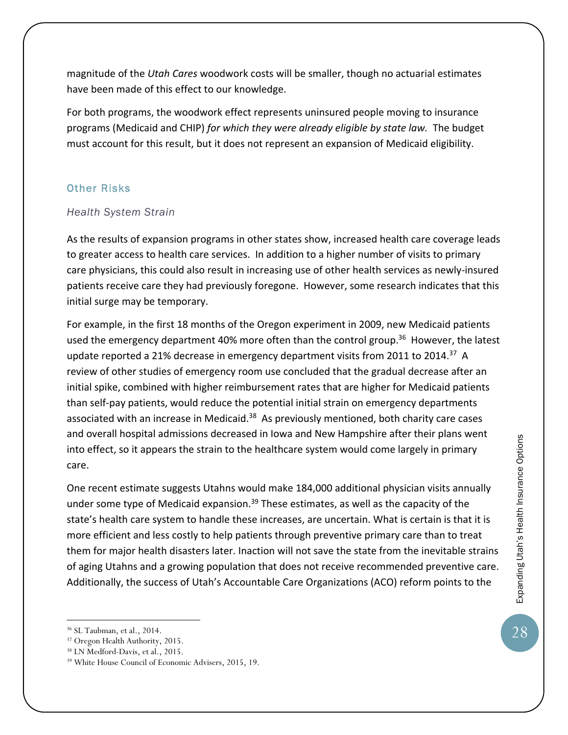magnitude of the *Utah Cares* woodwork costs will be smaller, though no actuarial estimates have been made of this effect to our knowledge.

For both programs, the woodwork effect represents uninsured people moving to insurance programs (Medicaid and CHIP) *for which they were already eligible by state law.* The budget must account for this result, but it does not represent an expansion of Medicaid eligibility.

## Other Risks

### *Health System Strain*

As the results of expansion programs in other states show, increased health care coverage leads to greater access to health care services. In addition to a higher number of visits to primary care physicians, this could also result in increasing use of other health services as newly-insured patients receive care they had previously foregone. However, some research indicates that this initial surge may be temporary.

For example, in the first 18 months of the Oregon experiment in 2009, new Medicaid patients used the emergency department 40% more often than the control group.[36] However, the latest update reported a 21% decrease in emergency department visits from 2011 to 2014.[37] A review of other studies of emergency room use concluded that the gradual decrease after an initial spike, combined with higher reimbursement rates that are higher for Medicaid patients than self-pay patients, would reduce the potential initial strain on emergency departments associated with an increase in Medicaid.[38] As previously mentioned, both charity care cases and overall hospital admissions decreased in Iowa and New Hampshire after their plans went into effect, so it appears the strain to the healthcare system would come largely in primary care.

One recent estimate suggests Utahns would make 184,000 additional physician visits annually under some type of Medicaid expansion.[39] These estimates, as well as the capacity of the state's health care system to handle these increases, are uncertain. What is certain is that it is more efficient and less costly to help patients through preventive primary care than to treat them for major health disasters later. Inaction will not save the state from the inevitable strains of aging Utahns and a growing population that does not receive recommended preventive care. Additionally, the success of Utah's Accountable Care Organizations (ACO) reform points to the

---

[36] SL Taubman, et al., 2014.

[37] Oregon Health Authority, 2015.

[38] LN Medford-Davis, et al., 2015.

[39] White House Council of Economic Advisers, 2015, 19.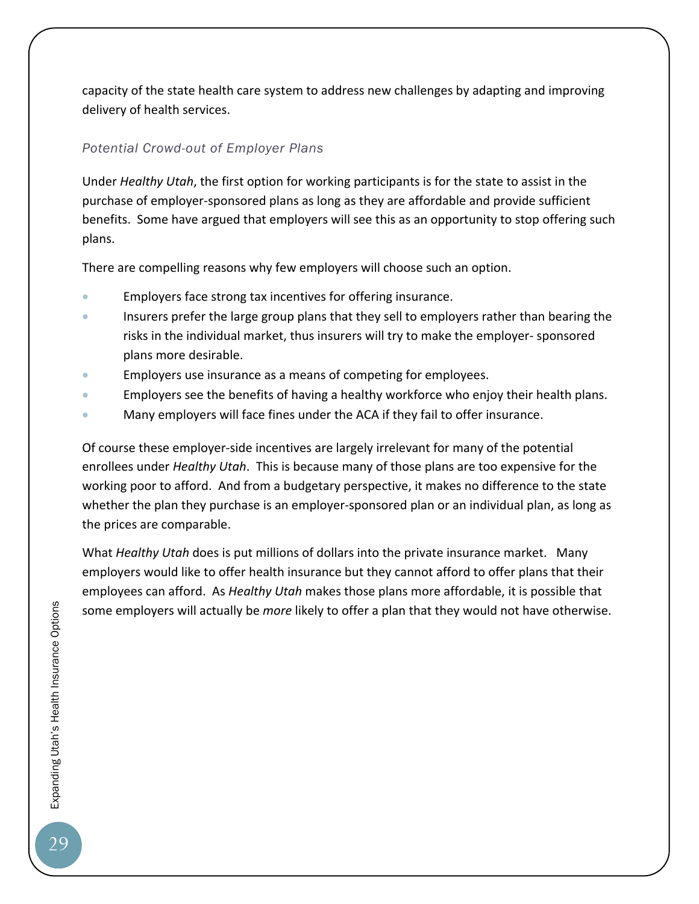capacity of the state health care system to address new challenges by adapting and improving delivery of health services.

### *Potential Crowd-out of Employer Plans*

Under *Healthy Utah*, the first option for working participants is for the state to assist in the purchase of employer-sponsored plans as long as they are affordable and provide sufficient benefits. Some have argued that employers will see this as an opportunity to stop offering such plans.

There are compelling reasons why few employers will choose such an option.

- Employers face strong tax incentives for offering insurance.
- Insurers prefer the large group plans that they sell to employers rather than bearing the risks in the individual market, thus insurers will try to make the employer- sponsored plans more desirable.
- Employers use insurance as a means of competing for employees.
- Employers see the benefits of having a healthy workforce who enjoy their health plans.
- Many employers will face fines under the ACA if they fail to offer insurance.

Of course these employer-side incentives are largely irrelevant for many of the potential enrollees under *Healthy Utah*. This is because many of those plans are too expensive for the working poor to afford. And from a budgetary perspective, it makes no difference to the state whether the plan they purchase is an employer-sponsored plan or an individual plan, as long as the prices are comparable.

What *Healthy Utah* does is put millions of dollars into the private insurance market. Many employers would like to offer health insurance but they cannot afford to offer plans that their employees can afford. As *Healthy Utah* makes those plans more affordable, it is possible that some employers will actually be *more* likely to offer a plan that they would not have otherwise.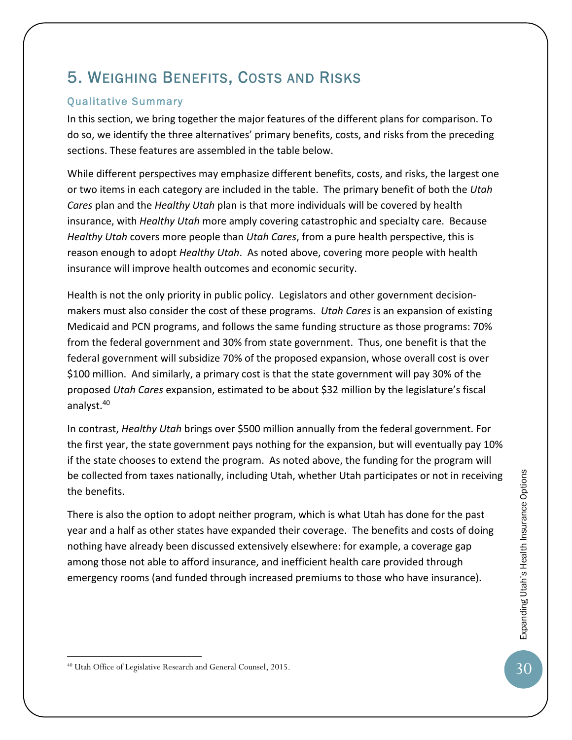## 5. Weighing Benefits, Costs and Risks

### Qualitative Summary

In this section, we bring together the major features of the different plans for comparison. To do so, we identify the three alternatives' primary benefits, costs, and risks from the preceding sections. These features are assembled in the table below.

While different perspectives may emphasize different benefits, costs, and risks, the largest one or two items in each category are included in the table. The primary benefit of both the *Utah Cares* plan and the *Healthy Utah* plan is that more individuals will be covered by health insurance, with *Healthy Utah* more amply covering catastrophic and specialty care. Because *Healthy Utah* covers more people than *Utah Cares*, from a pure health perspective, this is reason enough to adopt *Healthy Utah*. As noted above, covering more people with health insurance will improve health outcomes and economic security.

Health is not the only priority in public policy. Legislators and other government decision-makers must also consider the cost of these programs. *Utah Cares* is an expansion of existing Medicaid and PCN programs, and follows the same funding structure as those programs: 70% from the federal government and 30% from state government. Thus, one benefit is that the federal government will subsidize 70% of the proposed expansion, whose overall cost is over $100 million. And similarly, a primary cost is that the state government will pay 30% of the proposed *Utah Cares* expansion, estimated to be about $32 million by the legislature's fiscal analyst.[40]

In contrast, *Healthy Utah* brings over $500 million annually from the federal government. For the first year, the state government pays nothing for the expansion, but will eventually pay 10% if the state chooses to extend the program. As noted above, the funding for the program will be collected from taxes nationally, including Utah, whether Utah participates or not in receiving the benefits.

There is also the option to adopt neither program, which is what Utah has done for the past year and a half as other states have expanded their coverage. The benefits and costs of doing nothing have already been discussed extensively elsewhere: for example, a coverage gap among those not able to afford insurance, and inefficient health care provided through emergency rooms (and funded through increased premiums to those who have insurance).

[40] Utah Office of Legislative Research and General Counsel, 2015.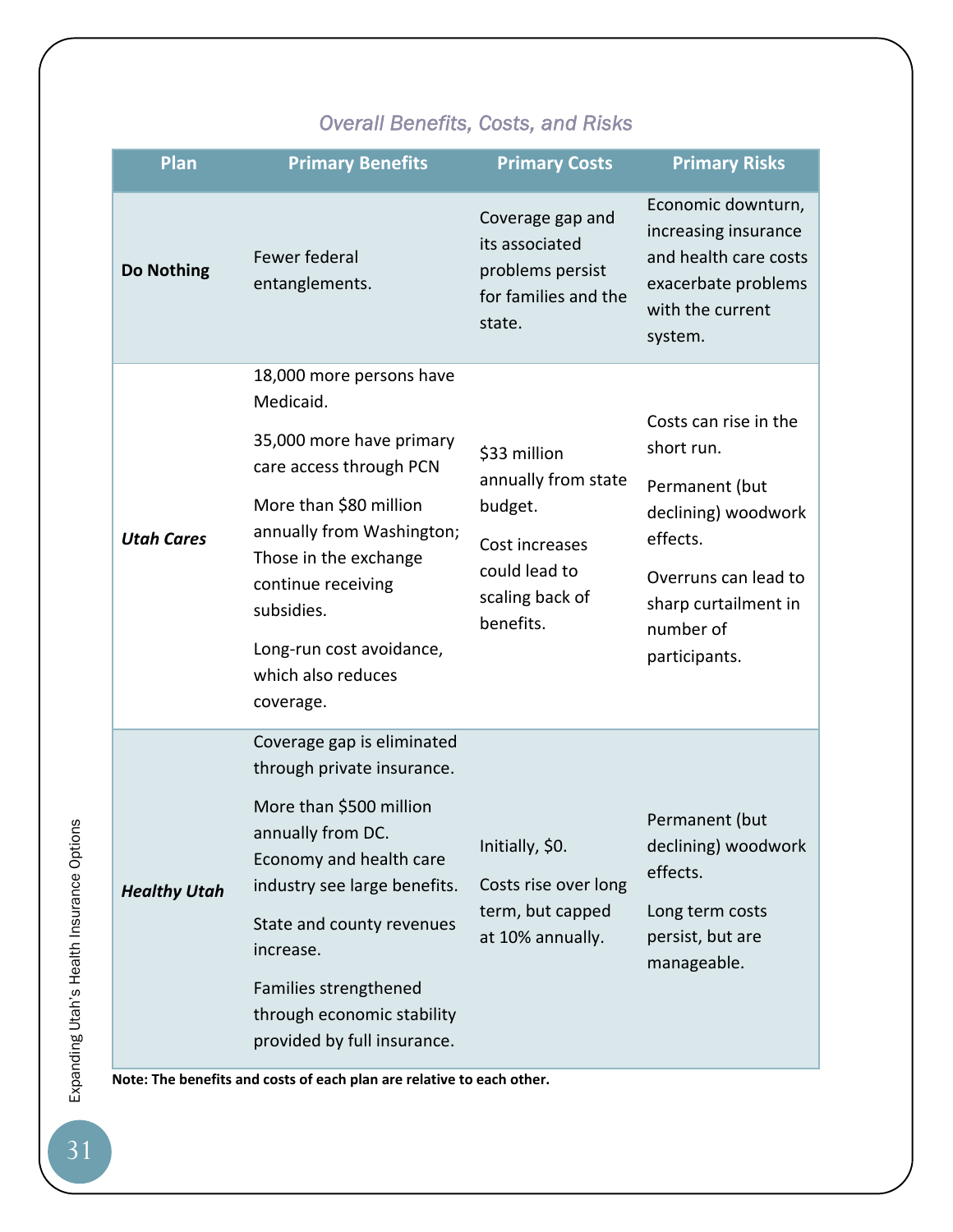*Overall Benefits, Costs, and Risks*

| Plan | Primary Benefits | Primary Costs | Primary Risks |
|---|---|---|---|
| **Do Nothing** | Fewer federal entanglements. | Coverage gap and its associated problems persist for families and the state. | Economic downturn, increasing insurance and health care costs exacerbate problems with the current system. |
| ***Utah Cares*** | 18,000 more persons have Medicaid.<br><br>35,000 more have primary care access through PCN<br><br>More than $80 million annually from Washington; Those in the exchange continue receiving subsidies.<br><br>Long-run cost avoidance, which also reduces coverage. | $33 million annually from state budget.<br><br>Cost increases could lead to scaling back of benefits. | Costs can rise in the short run.<br><br>Permanent (but declining) woodwork effects.<br><br>Overruns can lead to sharp curtailment in number of participants. |
| ***Healthy Utah*** | Coverage gap is eliminated through private insurance.<br><br>More than $500 million annually from DC. Economy and health care industry see large benefits.<br><br>State and county revenues increase.<br><br>Families strengthened through economic stability provided by full insurance. | Initially, $0.<br><br>Costs rise over long term, but capped at 10% annually. | Permanent (but declining) woodwork effects.<br><br>Long term costs persist, but are manageable. |

**Note: The benefits and costs of each plan are relative to each other.**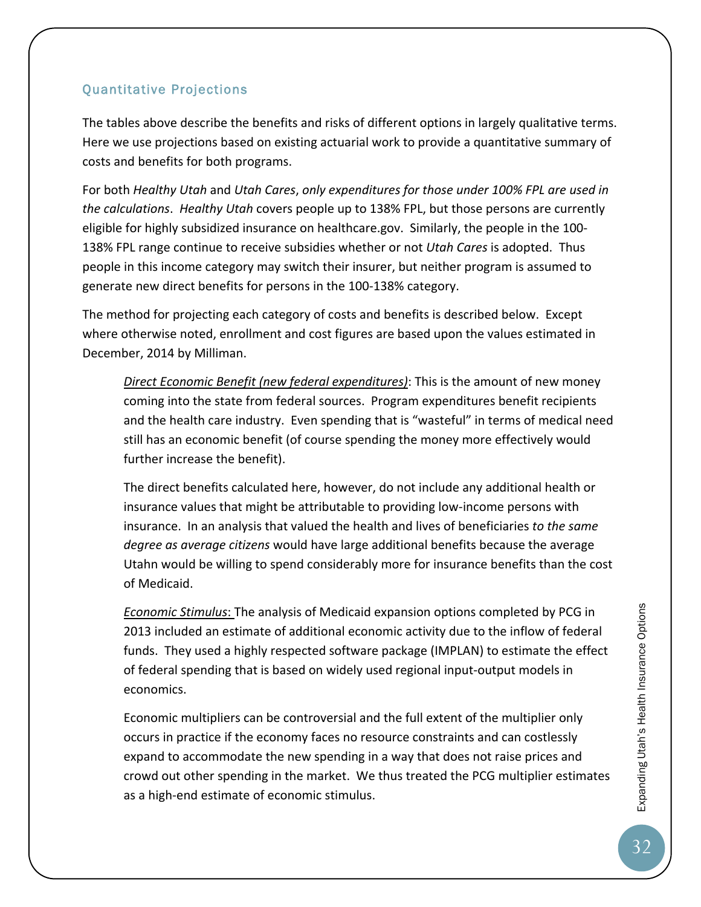## Quantitative Projections

The tables above describe the benefits and risks of different options in largely qualitative terms. Here we use projections based on existing actuarial work to provide a quantitative summary of costs and benefits for both programs.

For both *Healthy Utah* and *Utah Cares*, *only expenditures for those under 100% FPL are used in the calculations*. *Healthy Utah* covers people up to 138% FPL, but those persons are currently eligible for highly subsidized insurance on healthcare.gov. Similarly, the people in the 100-138% FPL range continue to receive subsidies whether or not *Utah Cares* is adopted. Thus people in this income category may switch their insurer, but neither program is assumed to generate new direct benefits for persons in the 100-138% category.

The method for projecting each category of costs and benefits is described below. Except where otherwise noted, enrollment and cost figures are based upon the values estimated in December, 2014 by Milliman.

> ***Direct Economic Benefit (new federal expenditures)***: This is the amount of new money coming into the state from federal sources. Program expenditures benefit recipients and the health care industry. Even spending that is "wasteful" in terms of medical need still has an economic benefit (of course spending the money more effectively would further increase the benefit).
>
> The direct benefits calculated here, however, do not include any additional health or insurance values that might be attributable to providing low-income persons with insurance. In an analysis that valued the health and lives of beneficiaries *to the same degree as average citizens* would have large additional benefits because the average Utahn would be willing to spend considerably more for insurance benefits than the cost of Medicaid.
>
> ***Economic Stimulus***: The analysis of Medicaid expansion options completed by PCG in 2013 included an estimate of additional economic activity due to the inflow of federal funds. They used a highly respected software package (IMPLAN) to estimate the effect of federal spending that is based on widely used regional input-output models in economics.
>
> Economic multipliers can be controversial and the full extent of the multiplier only occurs in practice if the economy faces no resource constraints and can costlessly expand to accommodate the new spending in a way that does not raise prices and crowd out other spending in the market. We thus treated the PCG multiplier estimates as a high-end estimate of economic stimulus.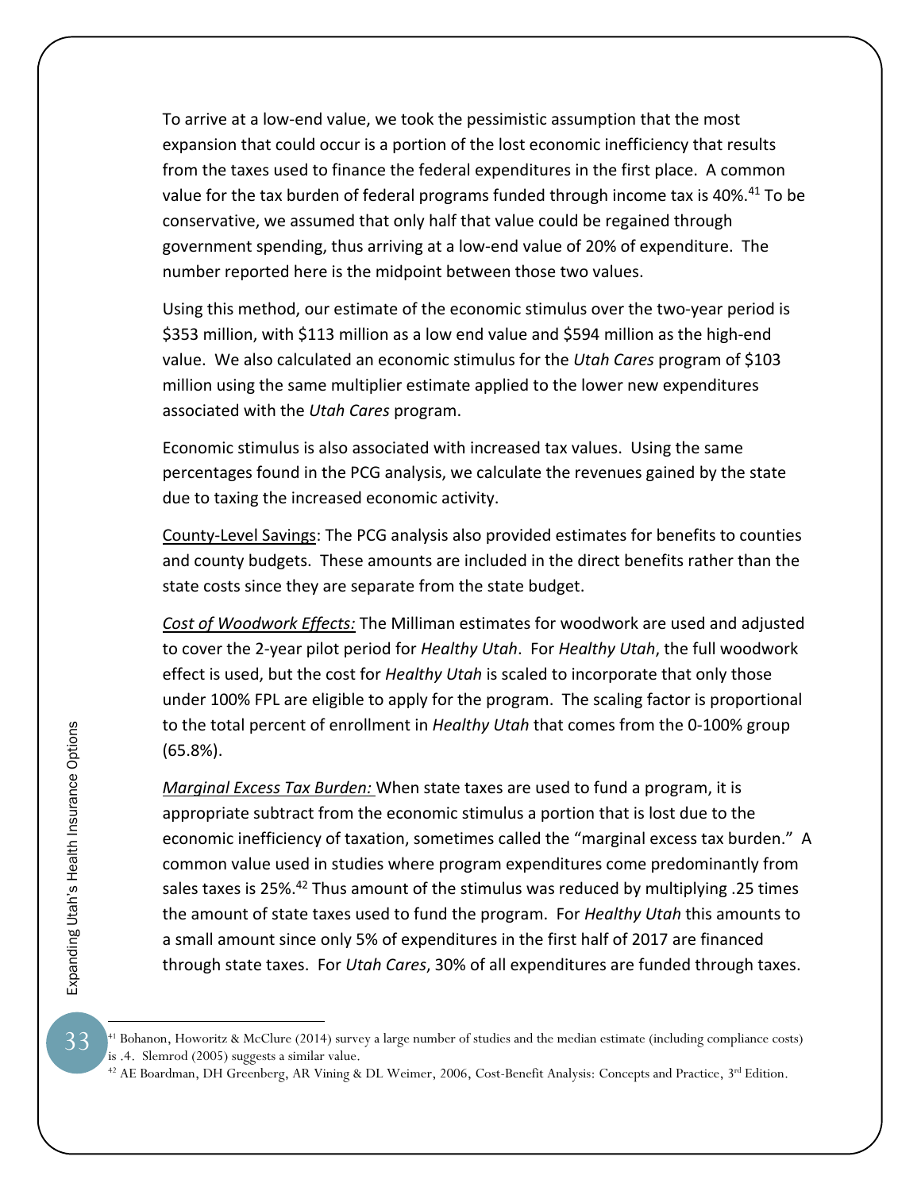To arrive at a low-end value, we took the pessimistic assumption that the most expansion that could occur is a portion of the lost economic inefficiency that results from the taxes used to finance the federal expenditures in the first place. A common value for the tax burden of federal programs funded through income tax is 40%.[41] To be conservative, we assumed that only half that value could be regained through government spending, thus arriving at a low-end value of 20% of expenditure. The number reported here is the midpoint between those two values.

Using this method, our estimate of the economic stimulus over the two-year period is \$353 million, with \$113 million as a low end value and \$594 million as the high-end value. We also calculated an economic stimulus for the *Utah Cares* program of \$103 million using the same multiplier estimate applied to the lower new expenditures associated with the *Utah Cares* program.

Economic stimulus is also associated with increased tax values. Using the same percentages found in the PCG analysis, we calculate the revenues gained by the state due to taxing the increased economic activity.

<u>County-Level Savings</u>: The PCG analysis also provided estimates for benefits to counties and county budgets. These amounts are included in the direct benefits rather than the state costs since they are separate from the state budget.

*<u>Cost of Woodwork Effects:</u>* The Milliman estimates for woodwork are used and adjusted to cover the 2-year pilot period for *Healthy Utah*. For *Healthy Utah*, the full woodwork effect is used, but the cost for *Healthy Utah* is scaled to incorporate that only those under 100% FPL are eligible to apply for the program. The scaling factor is proportional to the total percent of enrollment in *Healthy Utah* that comes from the 0-100% group (65.8%).

*<u>Marginal Excess Tax Burden:</u>* When state taxes are used to fund a program, it is appropriate subtract from the economic stimulus a portion that is lost due to the economic inefficiency of taxation, sometimes called the "marginal excess tax burden." A common value used in studies where program expenditures come predominantly from sales taxes is 25%.[42] Thus amount of the stimulus was reduced by multiplying .25 times the amount of state taxes used to fund the program. For *Healthy Utah* this amounts to a small amount since only 5% of expenditures in the first half of 2017 are financed through state taxes. For *Utah Cares*, 30% of all expenditures are funded through taxes.

---

[41] Bohanon, Howoritz & McClure (2014) survey a large number of studies and the median estimate (including compliance costs) is .4. Slemrod (2005) suggests a similar value.

[42] AE Boardman, DH Greenberg, AR Vining & DL Weimer, 2006, Cost-Benefit Analysis: Concepts and Practice, 3rd Edition.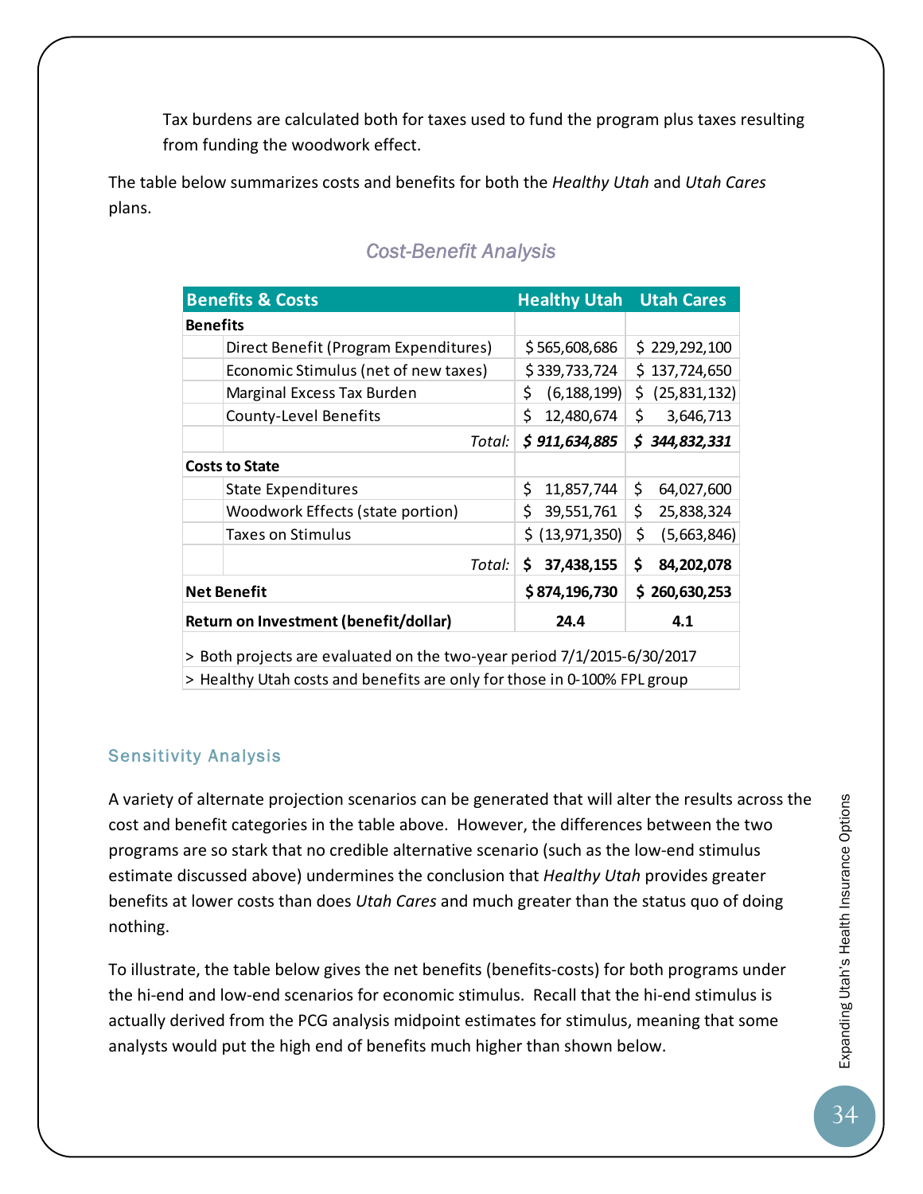Tax burdens are calculated both for taxes used to fund the program plus taxes resulting from funding the woodwork effect.

The table below summarizes costs and benefits for both the *Healthy Utah* and *Utah Cares* plans.

### *Cost-Benefit Analysis*

| Benefits & Costs | Healthy Utah | Utah Cares |
|---|---|---|
| **Benefits** | | |
| Direct Benefit (Program Expenditures) | $ 565,608,686 | $ 229,292,100 |
| Economic Stimulus (net of new taxes) | $ 339,733,724 | $ 137,724,650 |
| Marginal Excess Tax Burden | $ (6,188,199) | $ (25,831,132) |
| County-Level Benefits | $ 12,480,674 | $ 3,646,713 |
| *Total:* | ***$ 911,634,885*** | ***$ 344,832,331*** |
| **Costs to State** | | |
| State Expenditures | $ 11,857,744 | $ 64,027,600 |
| Woodwork Effects (state portion) | $ 39,551,761 | $ 25,838,324 |
| Taxes on Stimulus | $ (13,971,350) | $ (5,663,846) |
| *Total:* | **$ 37,438,155** | **$ 84,202,078** |
| **Net Benefit** | **$ 874,196,730** | **$ 260,630,253** |
| **Return on Investment (benefit/dollar)** | **24.4** | **4.1** |

> Both projects are evaluated on the two-year period 7/1/2015-6/30/2017
> Healthy Utah costs and benefits are only for those in 0-100% FPL group

## Sensitivity Analysis

A variety of alternate projection scenarios can be generated that will alter the results across the cost and benefit categories in the table above. However, the differences between the two programs are so stark that no credible alternative scenario (such as the low-end stimulus estimate discussed above) undermines the conclusion that *Healthy Utah* provides greater benefits at lower costs than does *Utah Cares* and much greater than the status quo of doing nothing.

To illustrate, the table below gives the net benefits (benefits-costs) for both programs under the hi-end and low-end scenarios for economic stimulus. Recall that the hi-end stimulus is actually derived from the PCG analysis midpoint estimates for stimulus, meaning that some analysts would put the high end of benefits much higher than shown below.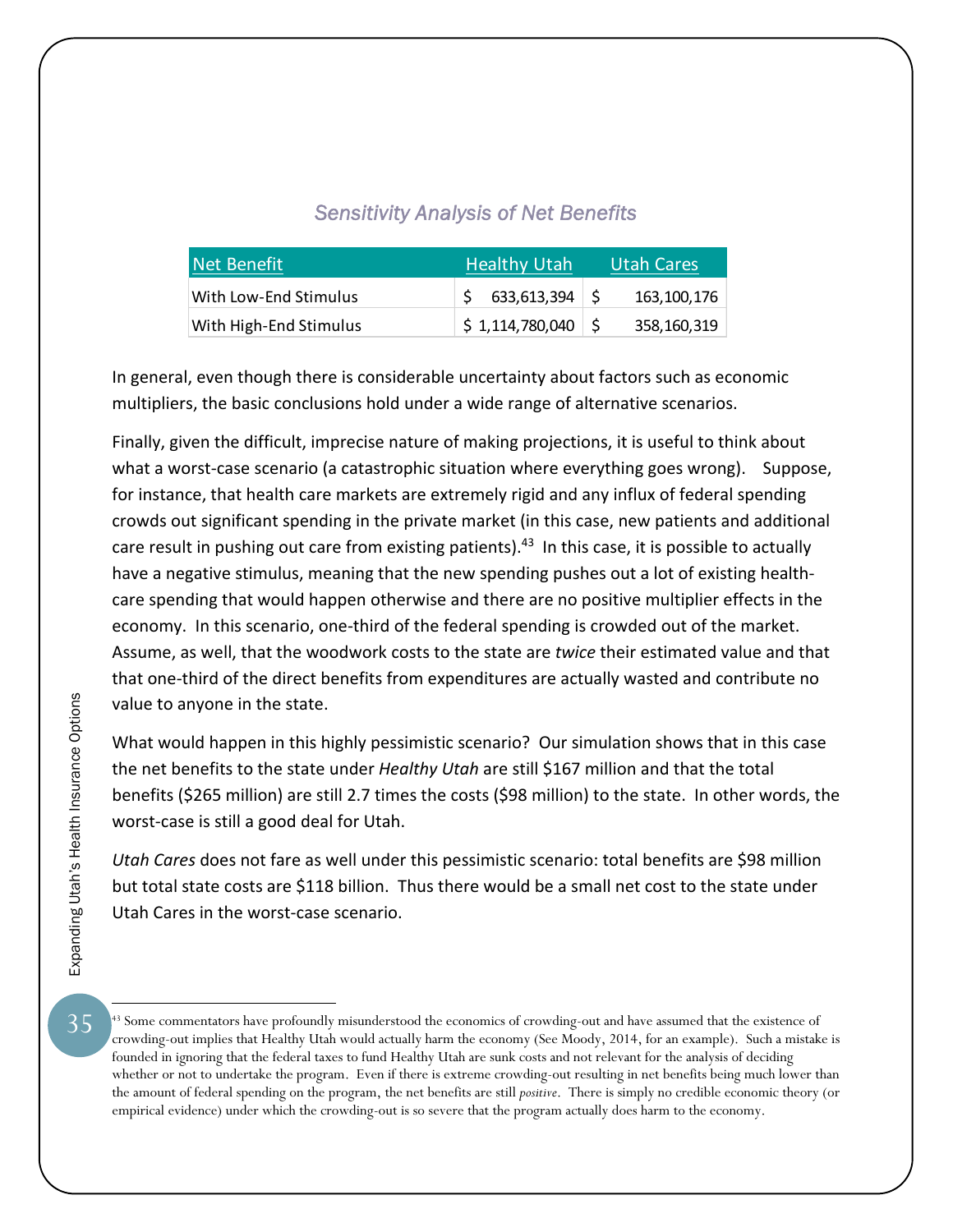### *Sensitivity Analysis of Net Benefits*

| Net Benefit | Healthy Utah | Utah Cares |
|---|---|---|
| With Low-End Stimulus | $ 633,613,394 | $ 163,100,176 |
| With High-End Stimulus | $ 1,114,780,040 | $ 358,160,319 |

In general, even though there is considerable uncertainty about factors such as economic multipliers, the basic conclusions hold under a wide range of alternative scenarios.

Finally, given the difficult, imprecise nature of making projections, it is useful to think about what a worst-case scenario (a catastrophic situation where everything goes wrong). Suppose, for instance, that health care markets are extremely rigid and any influx of federal spending crowds out significant spending in the private market (in this case, new patients and additional care result in pushing out care from existing patients).[43] In this case, it is possible to actually have a negative stimulus, meaning that the new spending pushes out a lot of existing health-care spending that would happen otherwise and there are no positive multiplier effects in the economy. In this scenario, one-third of the federal spending is crowded out of the market. Assume, as well, that the woodwork costs to the state are *twice* their estimated value and that that one-third of the direct benefits from expenditures are actually wasted and contribute no value to anyone in the state.

What would happen in this highly pessimistic scenario? Our simulation shows that in this case the net benefits to the state under *Healthy Utah* are still $167 million and that the total benefits ($265 million) are still 2.7 times the costs ($98 million) to the state. In other words, the worst-case is still a good deal for Utah.

*Utah Cares* does not fare as well under this pessimistic scenario: total benefits are $98 million but total state costs are $118 billion. Thus there would be a small net cost to the state under Utah Cares in the worst-case scenario.

[43] Some commentators have profoundly misunderstood the economics of crowding-out and have assumed that the existence of crowding-out implies that Healthy Utah would actually harm the economy (See Moody, 2014, for an example). Such a mistake is founded in ignoring that the federal taxes to fund Healthy Utah are sunk costs and not relevant for the analysis of deciding whether or not to undertake the program. Even if there is extreme crowding-out resulting in net benefits being much lower than the amount of federal spending on the program, the net benefits are still *positive*. There is simply no credible economic theory (or empirical evidence) under which the crowding-out is so severe that the program actually does harm to the economy.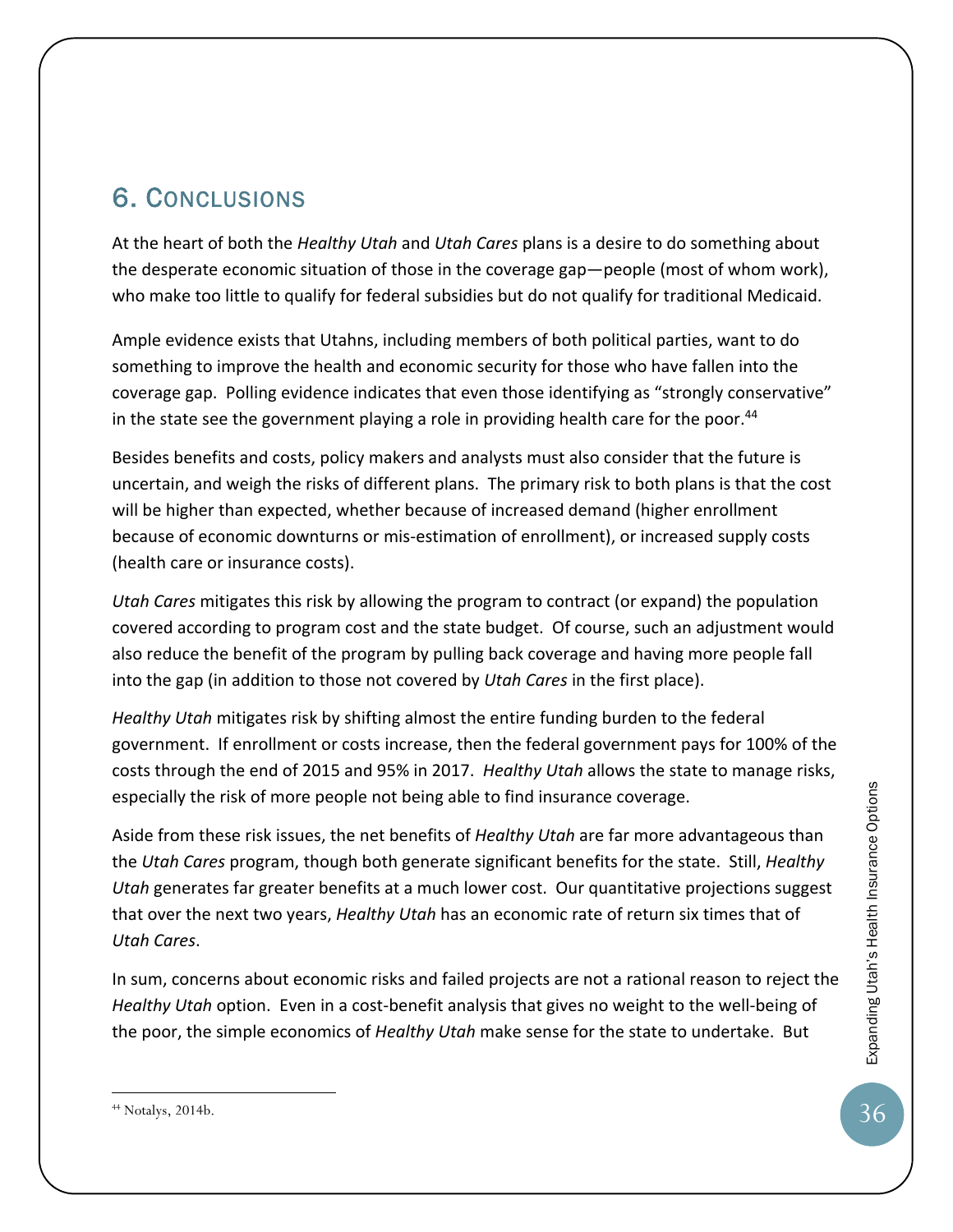## 6. Conclusions

At the heart of both the *Healthy Utah* and *Utah Cares* plans is a desire to do something about the desperate economic situation of those in the coverage gap—people (most of whom work), who make too little to qualify for federal subsidies but do not qualify for traditional Medicaid.

Ample evidence exists that Utahns, including members of both political parties, want to do something to improve the health and economic security for those who have fallen into the coverage gap. Polling evidence indicates that even those identifying as "strongly conservative" in the state see the government playing a role in providing health care for the poor.[44]

Besides benefits and costs, policy makers and analysts must also consider that the future is uncertain, and weigh the risks of different plans. The primary risk to both plans is that the cost will be higher than expected, whether because of increased demand (higher enrollment because of economic downturns or mis-estimation of enrollment), or increased supply costs (health care or insurance costs).

*Utah Cares* mitigates this risk by allowing the program to contract (or expand) the population covered according to program cost and the state budget. Of course, such an adjustment would also reduce the benefit of the program by pulling back coverage and having more people fall into the gap (in addition to those not covered by *Utah Cares* in the first place).

*Healthy Utah* mitigates risk by shifting almost the entire funding burden to the federal government. If enrollment or costs increase, then the federal government pays for 100% of the costs through the end of 2015 and 95% in 2017. *Healthy Utah* allows the state to manage risks, especially the risk of more people not being able to find insurance coverage.

Aside from these risk issues, the net benefits of *Healthy Utah* are far more advantageous than the *Utah Cares* program, though both generate significant benefits for the state. Still, *Healthy Utah* generates far greater benefits at a much lower cost. Our quantitative projections suggest that over the next two years, *Healthy Utah* has an economic rate of return six times that of *Utah Cares*.

In sum, concerns about economic risks and failed projects are not a rational reason to reject the *Healthy Utah* option. Even in a cost-benefit analysis that gives no weight to the well-being of the poor, the simple economics of *Healthy Utah* make sense for the state to undertake. But

---

[44] Notalys, 2014b.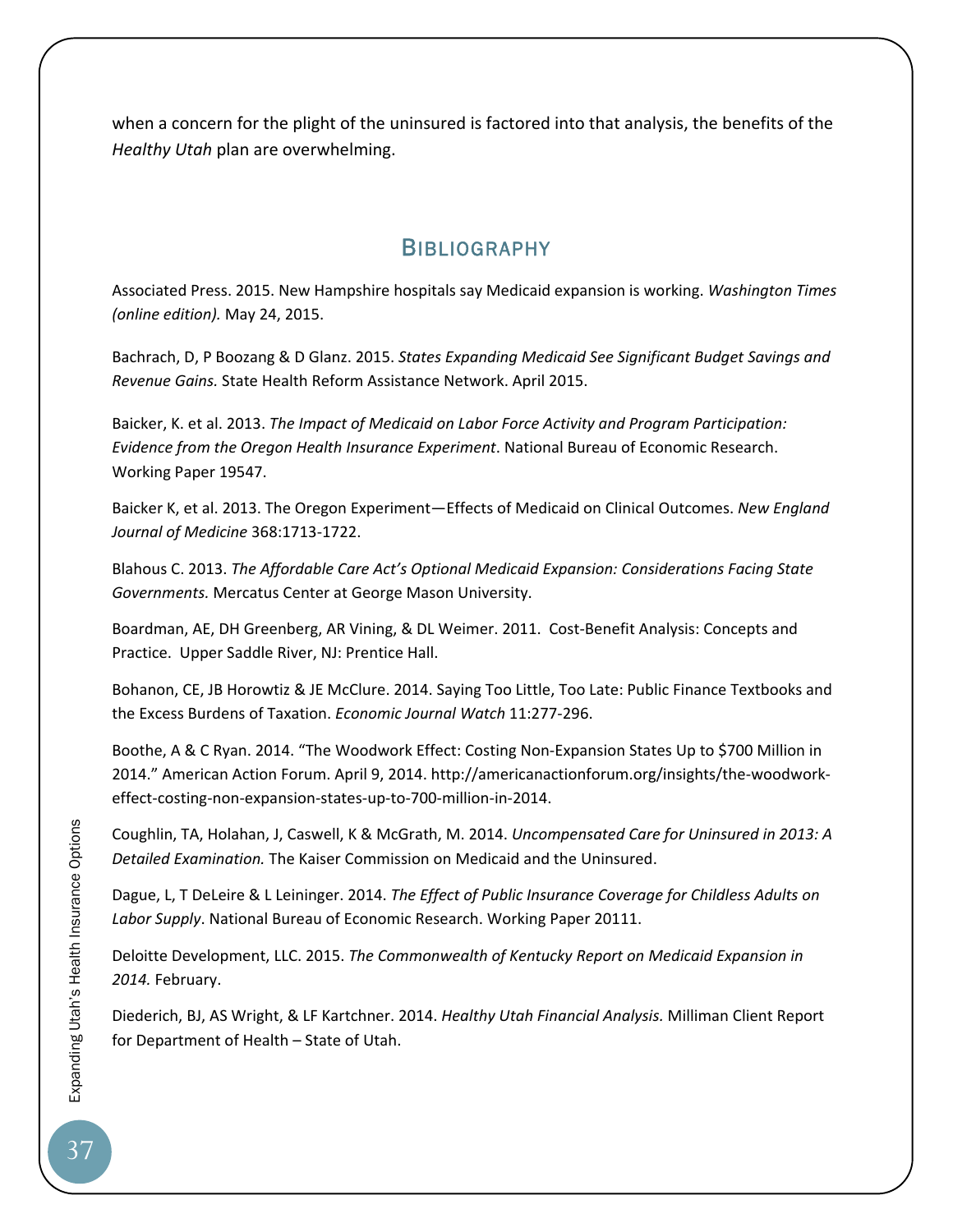when a concern for the plight of the uninsured is factored into that analysis, the benefits of the *Healthy Utah* plan are overwhelming.

## Bibliography

Associated Press. 2015. New Hampshire hospitals say Medicaid expansion is working. *Washington Times (online edition).* May 24, 2015.

Bachrach, D, P Boozang & D Glanz. 2015. *States Expanding Medicaid See Significant Budget Savings and Revenue Gains.* State Health Reform Assistance Network. April 2015.

Baicker, K. et al. 2013. *The Impact of Medicaid on Labor Force Activity and Program Participation: Evidence from the Oregon Health Insurance Experiment*. National Bureau of Economic Research. Working Paper 19547.

Baicker K, et al. 2013. The Oregon Experiment—Effects of Medicaid on Clinical Outcomes. *New England Journal of Medicine* 368:1713-1722.

Blahous C. 2013. *The Affordable Care Act's Optional Medicaid Expansion: Considerations Facing State Governments.* Mercatus Center at George Mason University.

Boardman, AE, DH Greenberg, AR Vining, & DL Weimer. 2011. Cost-Benefit Analysis: Concepts and Practice. Upper Saddle River, NJ: Prentice Hall.

Bohanon, CE, JB Horowtiz & JE McClure. 2014. Saying Too Little, Too Late: Public Finance Textbooks and the Excess Burdens of Taxation. *Economic Journal Watch* 11:277-296.

Boothe, A & C Ryan. 2014. "The Woodwork Effect: Costing Non-Expansion States Up to $700 Million in 2014." American Action Forum. April 9, 2014. http://americanactionforum.org/insights/the-woodwork-effect-costing-non-expansion-states-up-to-700-million-in-2014.

Coughlin, TA, Holahan, J, Caswell, K & McGrath, M. 2014. *Uncompensated Care for Uninsured in 2013: A Detailed Examination.* The Kaiser Commission on Medicaid and the Uninsured.

Dague, L, T DeLeire & L Leininger. 2014. *The Effect of Public Insurance Coverage for Childless Adults on Labor Supply*. National Bureau of Economic Research. Working Paper 20111.

Deloitte Development, LLC. 2015. *The Commonwealth of Kentucky Report on Medicaid Expansion in 2014.* February.

Diederich, BJ, AS Wright, & LF Kartchner. 2014. *Healthy Utah Financial Analysis.* Milliman Client Report for Department of Health – State of Utah.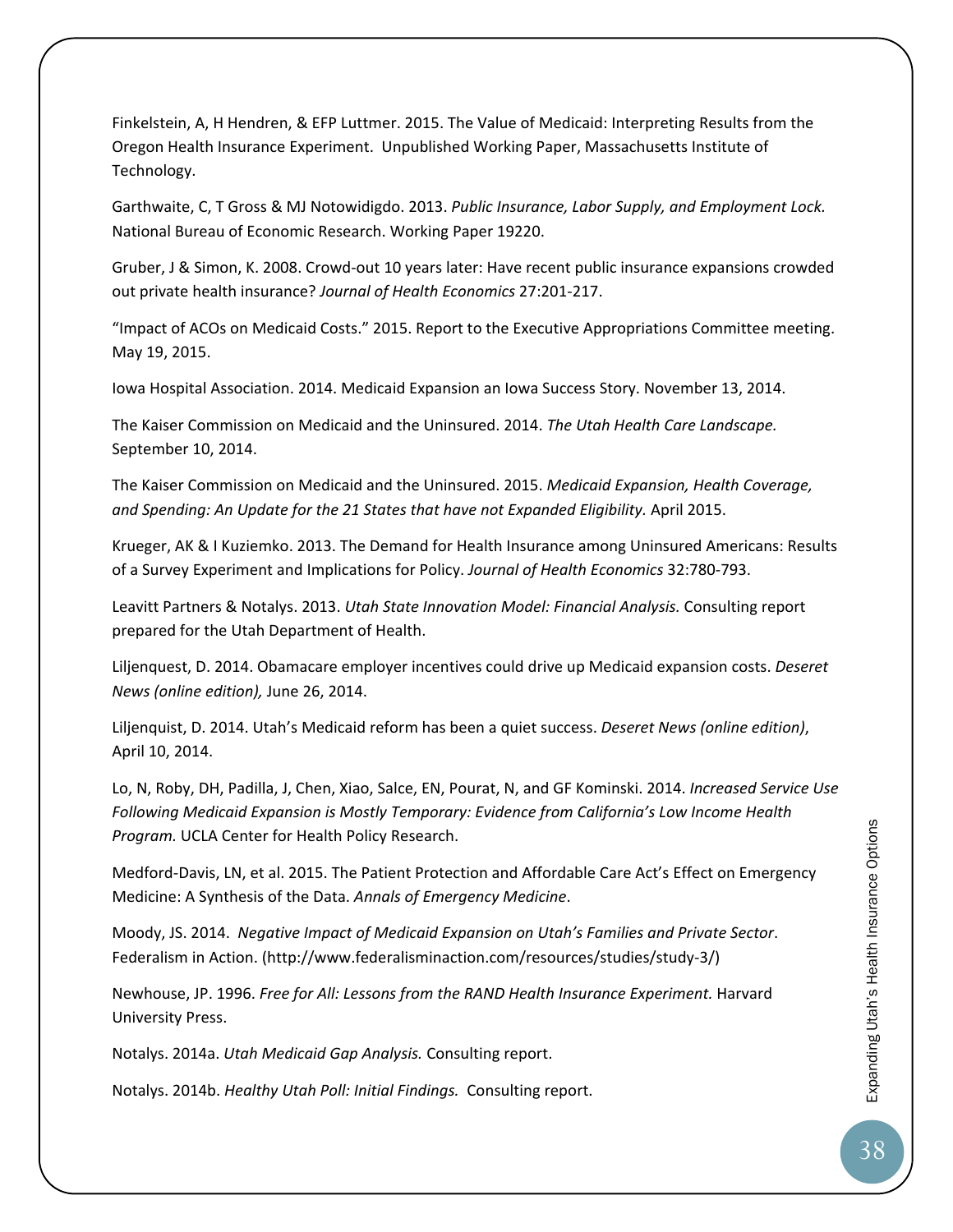Finkelstein, A, H Hendren, & EFP Luttmer. 2015. The Value of Medicaid: Interpreting Results from the Oregon Health Insurance Experiment. Unpublished Working Paper, Massachusetts Institute of Technology.

Garthwaite, C, T Gross & MJ Notowidigdo. 2013. *Public Insurance, Labor Supply, and Employment Lock.* National Bureau of Economic Research. Working Paper 19220.

Gruber, J & Simon, K. 2008. Crowd-out 10 years later: Have recent public insurance expansions crowded out private health insurance? *Journal of Health Economics* 27:201-217.

"Impact of ACOs on Medicaid Costs." 2015. Report to the Executive Appropriations Committee meeting. May 19, 2015.

Iowa Hospital Association. 2014. Medicaid Expansion an Iowa Success Story. November 13, 2014.

The Kaiser Commission on Medicaid and the Uninsured. 2014. *The Utah Health Care Landscape.* September 10, 2014.

The Kaiser Commission on Medicaid and the Uninsured. 2015. *Medicaid Expansion, Health Coverage, and Spending: An Update for the 21 States that have not Expanded Eligibility.* April 2015.

Krueger, AK & I Kuziemko. 2013. The Demand for Health Insurance among Uninsured Americans: Results of a Survey Experiment and Implications for Policy. *Journal of Health Economics* 32:780-793.

Leavitt Partners & Notalys. 2013. *Utah State Innovation Model: Financial Analysis.* Consulting report prepared for the Utah Department of Health.

Liljenquest, D. 2014. Obamacare employer incentives could drive up Medicaid expansion costs. *Deseret News (online edition),* June 26, 2014.

Liljenquist, D. 2014. Utah's Medicaid reform has been a quiet success. *Deseret News (online edition)*, April 10, 2014.

Lo, N, Roby, DH, Padilla, J, Chen, Xiao, Salce, EN, Pourat, N, and GF Kominski. 2014. *Increased Service Use Following Medicaid Expansion is Mostly Temporary: Evidence from California's Low Income Health Program.* UCLA Center for Health Policy Research.

Medford-Davis, LN, et al. 2015. The Patient Protection and Affordable Care Act's Effect on Emergency Medicine: A Synthesis of the Data. *Annals of Emergency Medicine*.

Moody, JS. 2014. *Negative Impact of Medicaid Expansion on Utah's Families and Private Sector*. Federalism in Action. (http://www.federalisminaction.com/resources/studies/study-3/)

Newhouse, JP. 1996. *Free for All: Lessons from the RAND Health Insurance Experiment.* Harvard University Press.

Notalys. 2014a. *Utah Medicaid Gap Analysis.* Consulting report.

Notalys. 2014b. *Healthy Utah Poll: Initial Findings.* Consulting report.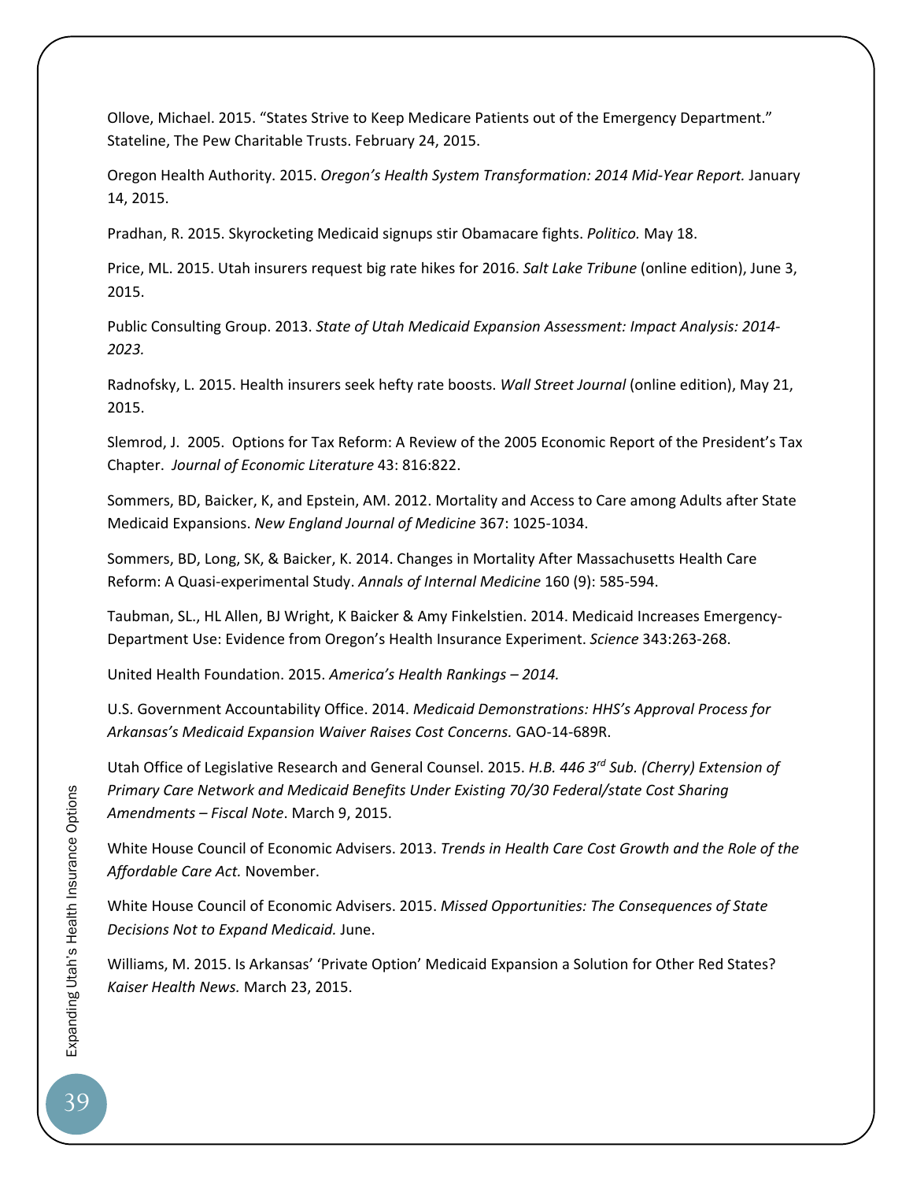Ollove, Michael. 2015. "States Strive to Keep Medicare Patients out of the Emergency Department." Stateline, The Pew Charitable Trusts. February 24, 2015.

Oregon Health Authority. 2015. *Oregon's Health System Transformation: 2014 Mid-Year Report.* January 14, 2015.

Pradhan, R. 2015. Skyrocketing Medicaid signups stir Obamacare fights. *Politico.* May 18.

Price, ML. 2015. Utah insurers request big rate hikes for 2016. *Salt Lake Tribune* (online edition), June 3, 2015.

Public Consulting Group. 2013. *State of Utah Medicaid Expansion Assessment: Impact Analysis: 2014-2023.*

Radnofsky, L. 2015. Health insurers seek hefty rate boosts. *Wall Street Journal* (online edition), May 21, 2015.

Slemrod, J. 2005. Options for Tax Reform: A Review of the 2005 Economic Report of the President's Tax Chapter. *Journal of Economic Literature* 43: 816:822.

Sommers, BD, Baicker, K, and Epstein, AM. 2012. Mortality and Access to Care among Adults after State Medicaid Expansions. *New England Journal of Medicine* 367: 1025-1034.

Sommers, BD, Long, SK, & Baicker, K. 2014. Changes in Mortality After Massachusetts Health Care Reform: A Quasi-experimental Study. *Annals of Internal Medicine* 160 (9): 585-594.

Taubman, SL., HL Allen, BJ Wright, K Baicker & Amy Finkelstien. 2014. Medicaid Increases Emergency-Department Use: Evidence from Oregon's Health Insurance Experiment. *Science* 343:263-268.

United Health Foundation. 2015. *America's Health Rankings – 2014.*

U.S. Government Accountability Office. 2014. *Medicaid Demonstrations: HHS's Approval Process for Arkansas's Medicaid Expansion Waiver Raises Cost Concerns.* GAO-14-689R.

Utah Office of Legislative Research and General Counsel. 2015. *H.B. 446 3rd Sub. (Cherry) Extension of Primary Care Network and Medicaid Benefits Under Existing 70/30 Federal/state Cost Sharing Amendments – Fiscal Note*. March 9, 2015.

White House Council of Economic Advisers. 2013. *Trends in Health Care Cost Growth and the Role of the Affordable Care Act.* November.

White House Council of Economic Advisers. 2015. *Missed Opportunities: The Consequences of State Decisions Not to Expand Medicaid.* June.

Williams, M. 2015. Is Arkansas' 'Private Option' Medicaid Expansion a Solution for Other Red States? *Kaiser Health News.* March 23, 2015.